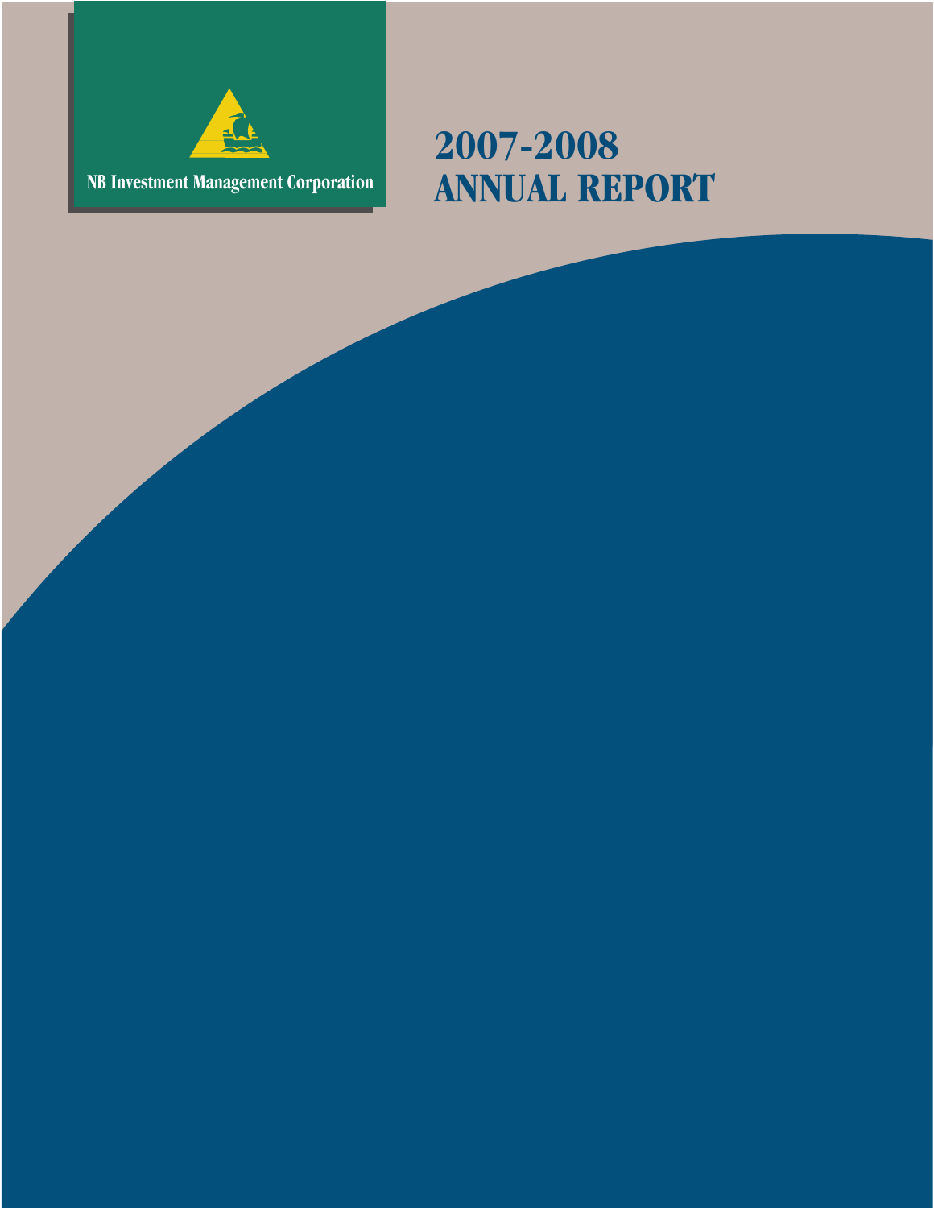NB Investment Management Corporation

# 2007-2008 ANNUAL REPORT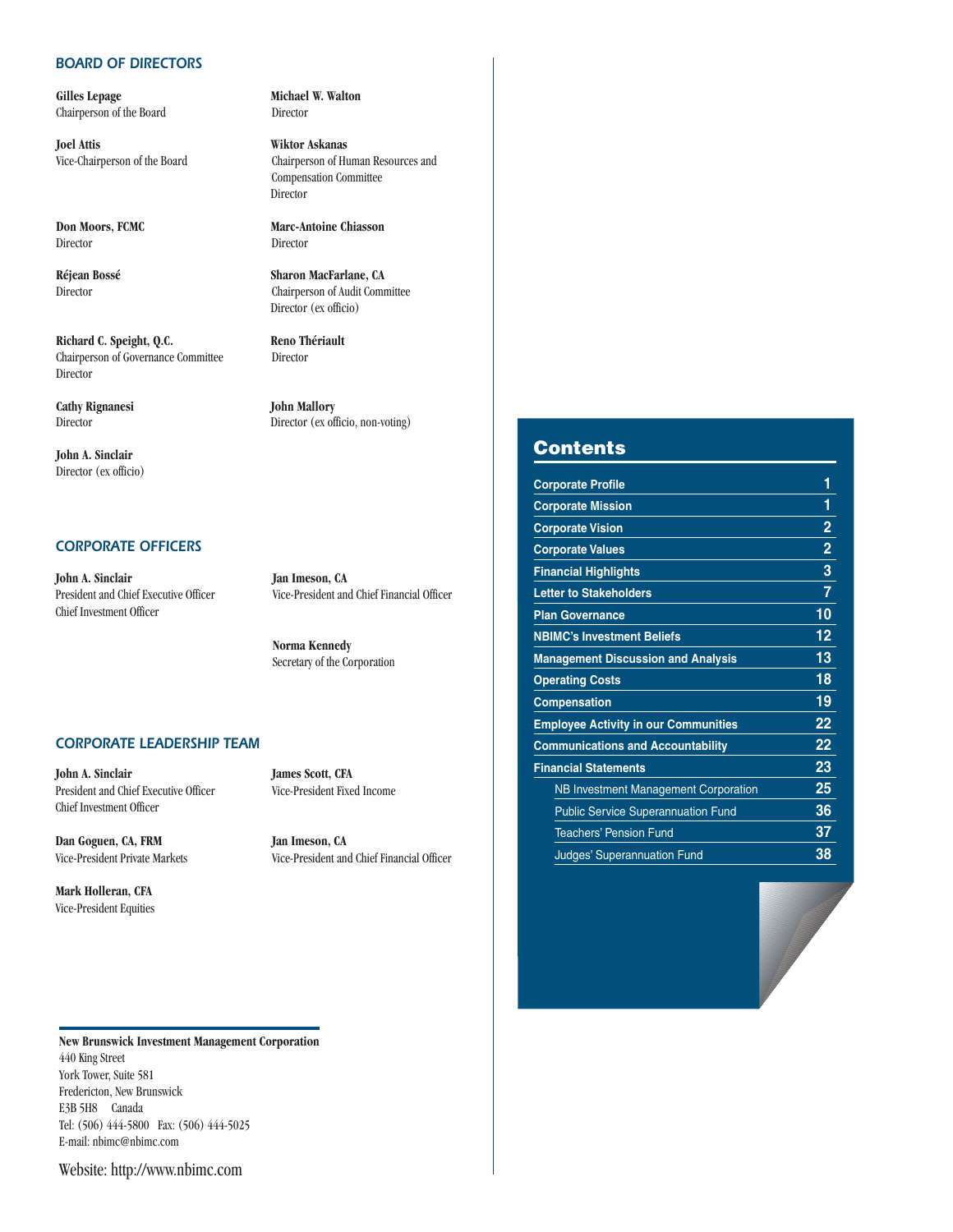## BOARD OF DIRECTORS

**Gilles Lepage**
Chairperson of the Board

**Joel Attis**
Vice-Chairperson of the Board

**Don Moors, FCMC**
Director

**Réjean Bossé**
Director

**Richard C. Speight, Q.C.**
Chairperson of Governance Committee
Director

**Cathy Rignanesi**
Director

**John A. Sinclair**
Director (ex officio)

**Michael W. Walton**
Director

**Wiktor Askanas**
Chairperson of Human Resources and Compensation Committee
Director

**Marc-Antoine Chiasson**
Director

**Sharon MacFarlane, CA**
Chairperson of Audit Committee
Director (ex officio)

**Reno Thériault**
Director

**John Mallory**
Director (ex officio, non-voting)

## CORPORATE OFFICERS

**John A. Sinclair**
President and Chief Executive Officer
Chief Investment Officer

**Jan Imeson, CA**
Vice-President and Chief Financial Officer

**Norma Kennedy**
Secretary of the Corporation

## CORPORATE LEADERSHIP TEAM

**John A. Sinclair**
President and Chief Executive Officer
Chief Investment Officer

**Dan Goguen, CA, FRM**
Vice-President Private Markets

**Mark Holleran, CFA**
Vice-President Equities

**James Scott, CFA**
Vice-President Fixed Income

**Jan Imeson, CA**
Vice-President and Chief Financial Officer

**New Brunswick Investment Management Corporation**
440 King Street
York Tower, Suite 581
Fredericton, New Brunswick
E3B 5H8 Canada
Tel: (506) 444-5800 Fax: (506) 444-5025
E-mail: nbimc@nbimc.com

Website: http://www.nbimc.com

## Contents

| | |
|---|---|
| **Corporate Profile** | **1** |
| **Corporate Mission** | **1** |
| **Corporate Vision** | **2** |
| **Corporate Values** | **2** |
| **Financial Highlights** | **3** |
| **Letter to Stakeholders** | **7** |
| **Plan Governance** | **10** |
| **NBIMC's Investment Beliefs** | **12** |
| **Management Discussion and Analysis** | **13** |
| **Operating Costs** | **18** |
| **Compensation** | **19** |
| **Employee Activity in our Communities** | **22** |
| **Communications and Accountability** | **22** |
| **Financial Statements** | **23** |
| NB Investment Management Corporation | **25** |
| Public Service Superannuation Fund | **36** |
| Teachers' Pension Fund | **37** |
| Judges' Superannuation Fund | **38** |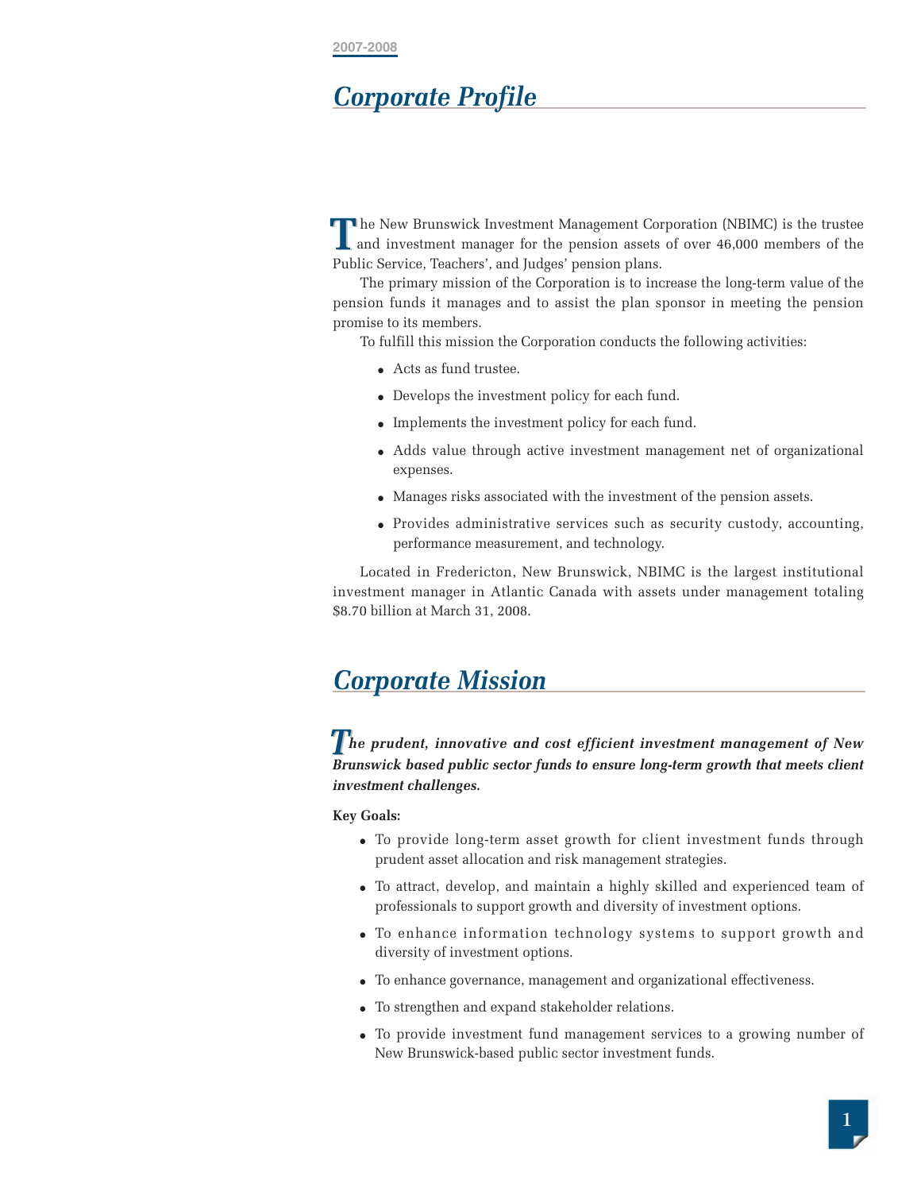## Corporate Profile

The New Brunswick Investment Management Corporation (NBIMC) is the trustee and investment manager for the pension assets of over 46,000 members of the Public Service, Teachers', and Judges' pension plans.

The primary mission of the Corporation is to increase the long-term value of the pension funds it manages and to assist the plan sponsor in meeting the pension promise to its members.

To fulfill this mission the Corporation conducts the following activities:

- Acts as fund trustee.
- Develops the investment policy for each fund.
- Implements the investment policy for each fund.
- Adds value through active investment management net of organizational expenses.
- Manages risks associated with the investment of the pension assets.
- Provides administrative services such as security custody, accounting, performance measurement, and technology.

Located in Fredericton, New Brunswick, NBIMC is the largest institutional investment manager in Atlantic Canada with assets under management totaling $8.70 billion at March 31, 2008.

## Corporate Mission

***The prudent, innovative and cost efficient investment management of New Brunswick based public sector funds to ensure long-term growth that meets client investment challenges.***

**Key Goals:**

- To provide long-term asset growth for client investment funds through prudent asset allocation and risk management strategies.
- To attract, develop, and maintain a highly skilled and experienced team of professionals to support growth and diversity of investment options.
- To enhance information technology systems to support growth and diversity of investment options.
- To enhance governance, management and organizational effectiveness.
- To strengthen and expand stakeholder relations.
- To provide investment fund management services to a growing number of New Brunswick-based public sector investment funds.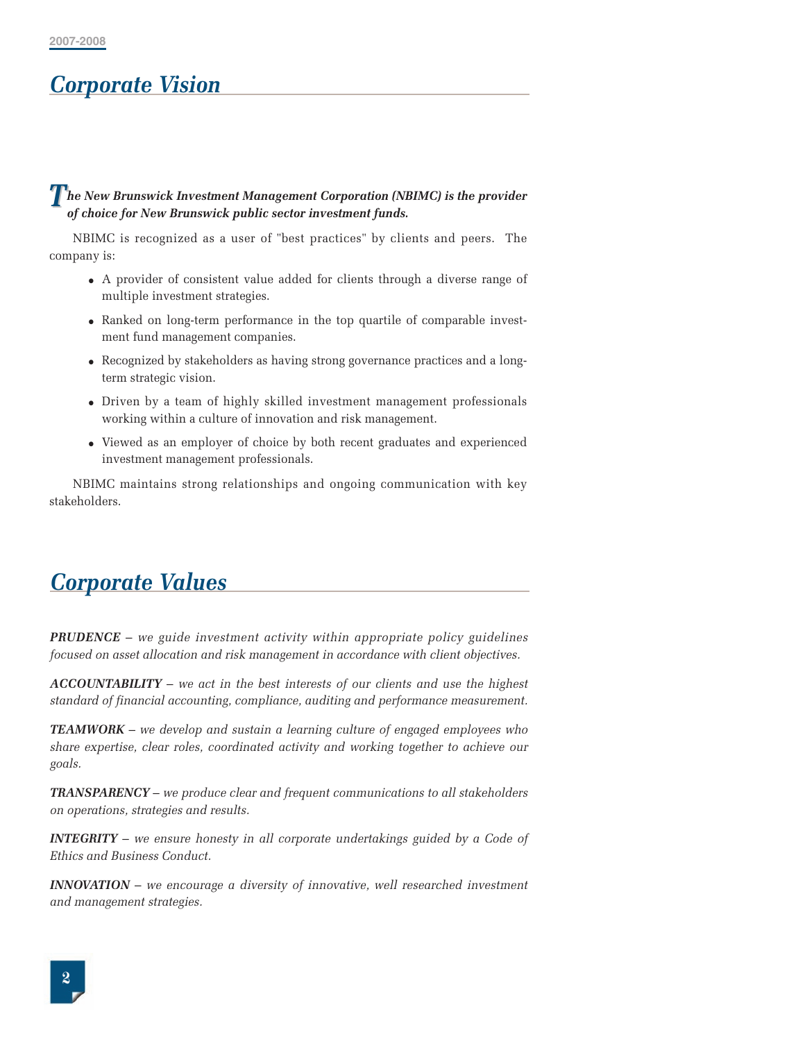## Corporate Vision

***The New Brunswick Investment Management Corporation (NBIMC) is the provider of choice for New Brunswick public sector investment funds.***

NBIMC is recognized as a user of "best practices" by clients and peers. The company is:

- A provider of consistent value added for clients through a diverse range of multiple investment strategies.
- Ranked on long-term performance in the top quartile of comparable investment fund management companies.
- Recognized by stakeholders as having strong governance practices and a long-term strategic vision.
- Driven by a team of highly skilled investment management professionals working within a culture of innovation and risk management.
- Viewed as an employer of choice by both recent graduates and experienced investment management professionals.

NBIMC maintains strong relationships and ongoing communication with key stakeholders.

## Corporate Values

***PRUDENCE*** *– we guide investment activity within appropriate policy guidelines focused on asset allocation and risk management in accordance with client objectives.*

***ACCOUNTABILITY*** *– we act in the best interests of our clients and use the highest standard of financial accounting, compliance, auditing and performance measurement.*

***TEAMWORK*** *– we develop and sustain a learning culture of engaged employees who share expertise, clear roles, coordinated activity and working together to achieve our goals.*

***TRANSPARENCY*** *– we produce clear and frequent communications to all stakeholders on operations, strategies and results.*

***INTEGRITY*** *– we ensure honesty in all corporate undertakings guided by a Code of Ethics and Business Conduct.*

***INNOVATION*** *– we encourage a diversity of innovative, well researched investment and management strategies.*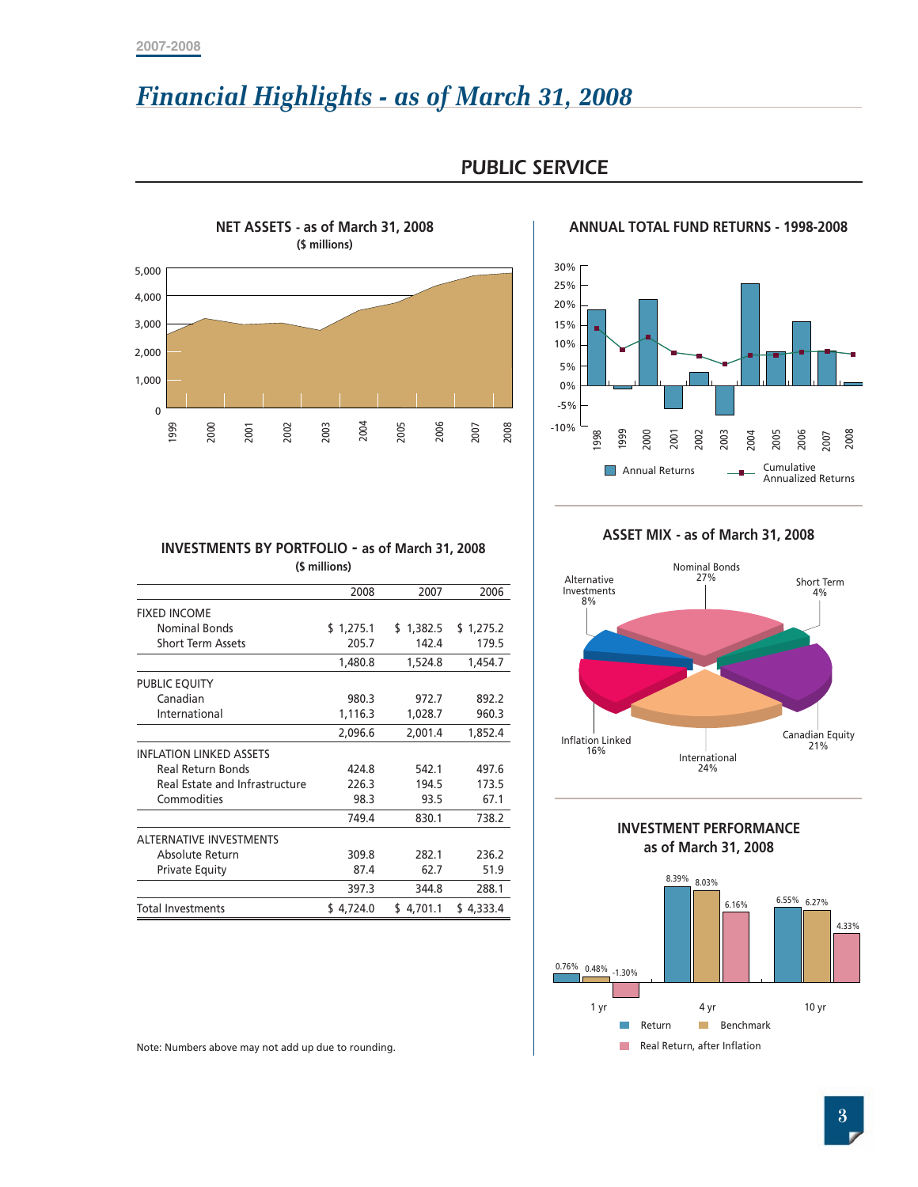# Financial Highlights - as of March 31, 2008

## PUBLIC SERVICE

### NET ASSETS - as of March 31, 2008

**($ millions)**

### ANNUAL TOTAL FUND RETURNS - 1998-2008

### INVESTMENTS BY PORTFOLIO - as of March 31, 2008

**($ millions)**

| | 2008 | 2007 | 2006 |
|---|---|---|---|
| FIXED INCOME | | | |
| Nominal Bonds | $ 1,275.1 | $ 1,382.5 | $ 1,275.2 |
| Short Term Assets | 205.7 | 142.4 | 179.5 |
| | 1,480.8 | 1,524.8 | 1,454.7 |
| PUBLIC EQUITY | | | |
| Canadian | 980.3 | 972.7 | 892.2 |
| International | 1,116.3 | 1,028.7 | 960.3 |
| | 2,096.6 | 2,001.4 | 1,852.4 |
| INFLATION LINKED ASSETS | | | |
| Real Return Bonds | 424.8 | 542.1 | 497.6 |
| Real Estate and Infrastructure | 226.3 | 194.5 | 173.5 |
| Commodities | 98.3 | 93.5 | 67.1 |
| | 749.4 | 830.1 | 738.2 |
| ALTERNATIVE INVESTMENTS | | | |
| Absolute Return | 309.8 | 282.1 | 236.2 |
| Private Equity | 87.4 | 62.7 | 51.9 |
| | 397.3 | 344.8 | 288.1 |
| Total Investments | $ 4,724.0 | $ 4,701.1 | $ 4,333.4 |

Note: Numbers above may not add up due to rounding.

### ASSET MIX - as of March 31, 2008

| Asset Class | % |
|---|---|
| Nominal Bonds | 27% |
| Short Term | 4% |
| Canadian Equity | 21% |
| International | 24% |
| Inflation Linked | 16% |
| Alternative Investments | 8% |

### INVESTMENT PERFORMANCE as of March 31, 2008

| | 1 yr | 4 yr | 10 yr |
|---|---|---|---|
| Return | 0.76% | 8.39% | 6.55% |
| Benchmark | 0.48% | 8.03% | 6.27% |
| Real Return, after Inflation | -1.30% | 6.16% | 4.33% |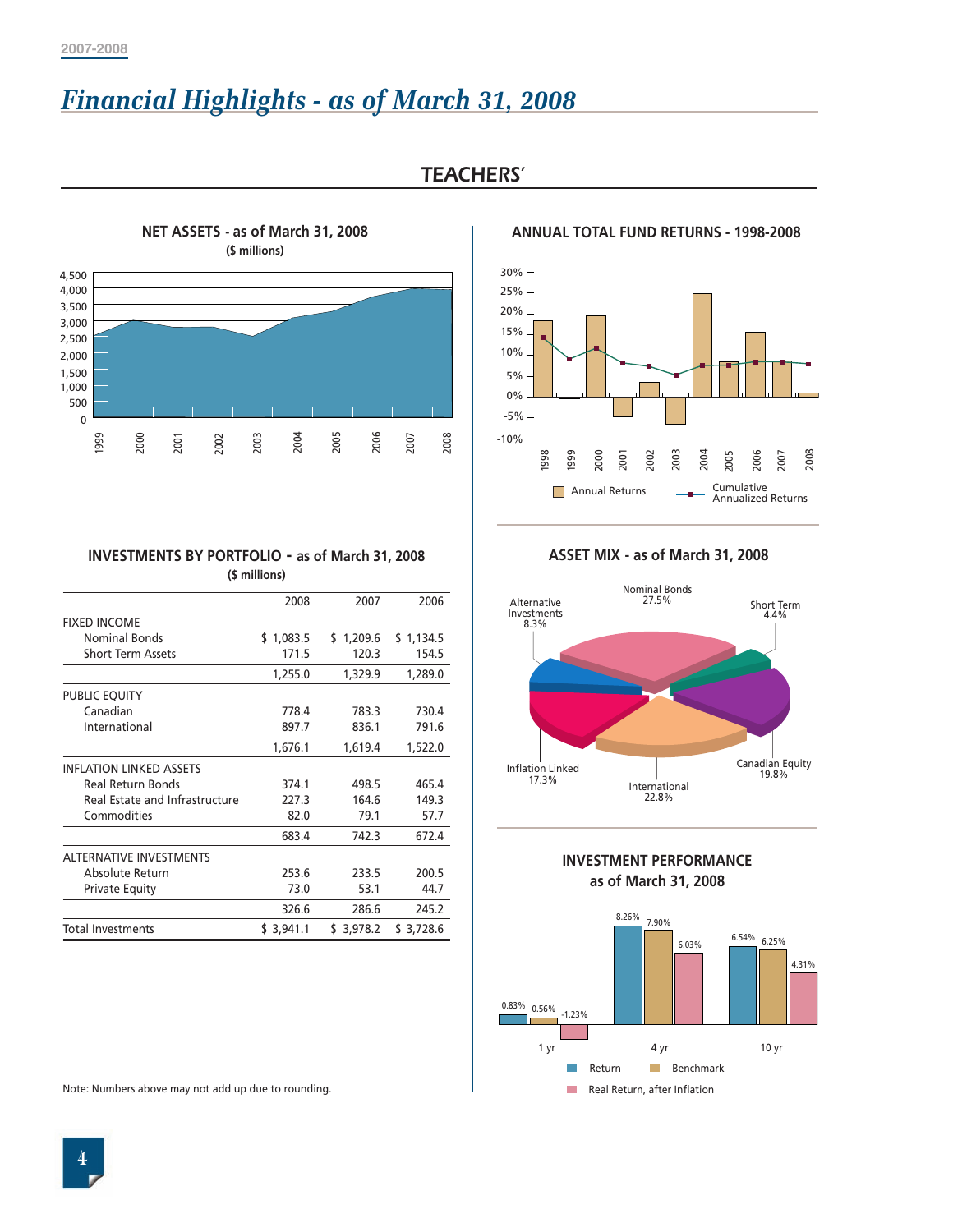# *Financial Highlights - as of March 31, 2008*

## TEACHERS'

### NET ASSETS - as of March 31, 2008
**($ millions)**

### ANNUAL TOTAL FUND RETURNS - 1998-2008

Annual Returns | Cumulative Annualized Returns

### INVESTMENTS BY PORTFOLIO - as of March 31, 2008
**($ millions)**

| | 2008 | 2007 | 2006 |
|---|---|---|---|
| FIXED INCOME | | | |
| Nominal Bonds | $ 1,083.5 | $ 1,209.6 | $ 1,134.5 |
| Short Term Assets | 171.5 | 120.3 | 154.5 |
| | 1,255.0 | 1,329.9 | 1,289.0 |
| PUBLIC EQUITY | | | |
| Canadian | 778.4 | 783.3 | 730.4 |
| International | 897.7 | 836.1 | 791.6 |
| | 1,676.1 | 1,619.4 | 1,522.0 |
| INFLATION LINKED ASSETS | | | |
| Real Return Bonds | 374.1 | 498.5 | 465.4 |
| Real Estate and Infrastructure | 227.3 | 164.6 | 149.3 |
| Commodities | 82.0 | 79.1 | 57.7 |
| | 683.4 | 742.3 | 672.4 |
| ALTERNATIVE INVESTMENTS | | | |
| Absolute Return | 253.6 | 233.5 | 200.5 |
| Private Equity | 73.0 | 53.1 | 44.7 |
| | 326.6 | 286.6 | 245.2 |
| Total Investments | $ 3,941.1 | $ 3,978.2 | $ 3,728.6 |

Note: Numbers above may not add up due to rounding.

### ASSET MIX - as of March 31, 2008

| Asset Class | % |
|---|---|
| Nominal Bonds | 27.5% |
| Short Term | 4.4% |
| Canadian Equity | 19.8% |
| International | 22.8% |
| Inflation Linked | 17.3% |
| Alternative Investments | 8.3% |

### INVESTMENT PERFORMANCE
### as of March 31, 2008

| | Return | Benchmark | Real Return, after Inflation |
|---|---|---|---|
| 1 yr | 0.83% | 0.56% | -1.23% |
| 4 yr | 8.26% | 7.90% | 6.03% |
| 10 yr | 6.54% | 6.25% | 4.31% |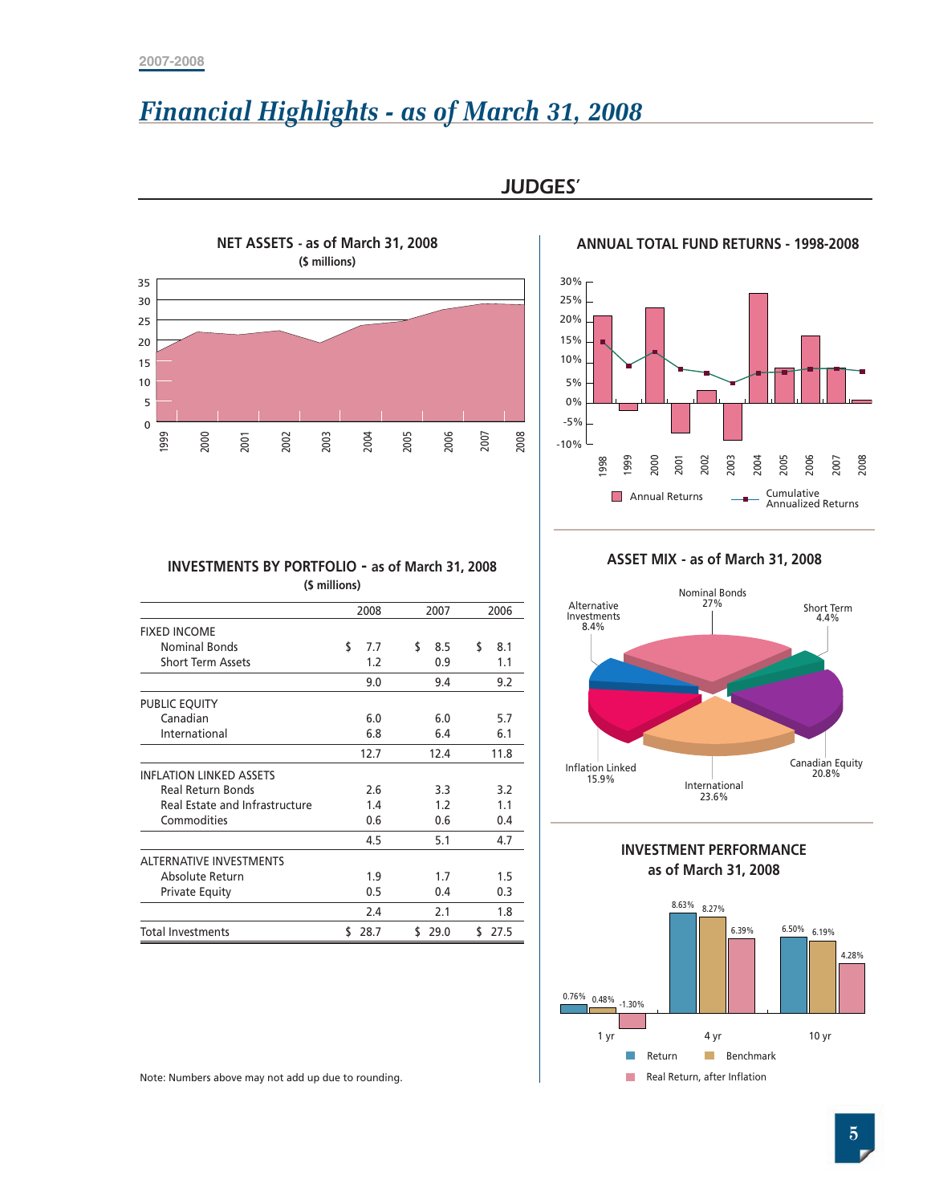# Financial Highlights - as of March 31, 2008

## JUDGES'

### NET ASSETS - as of March 31, 2008
**($ millions)**

### ANNUAL TOTAL FUND RETURNS - 1998-2008

Annual Returns | Cumulative Annualized Returns

### INVESTMENTS BY PORTFOLIO - as of March 31, 2008
**($ millions)**

| | 2008 | 2007 | 2006 |
|---|---|---|---|
| FIXED INCOME | | | |
| Nominal Bonds | $ 7.7 | $ 8.5 | $ 8.1 |
| Short Term Assets | 1.2 | 0.9 | 1.1 |
| | 9.0 | 9.4 | 9.2 |
| PUBLIC EQUITY | | | |
| Canadian | 6.0 | 6.0 | 5.7 |
| International | 6.8 | 6.4 | 6.1 |
| | 12.7 | 12.4 | 11.8 |
| INFLATION LINKED ASSETS | | | |
| Real Return Bonds | 2.6 | 3.3 | 3.2 |
| Real Estate and Infrastructure | 1.4 | 1.2 | 1.1 |
| Commodities | 0.6 | 0.6 | 0.4 |
| | 4.5 | 5.1 | 4.7 |
| ALTERNATIVE INVESTMENTS | | | |
| Absolute Return | 1.9 | 1.7 | 1.5 |
| Private Equity | 0.5 | 0.4 | 0.3 |
| | 2.4 | 2.1 | 1.8 |
| Total Investments | $ 28.7 | $ 29.0 | $ 27.5 |

Note: Numbers above may not add up due to rounding.

### ASSET MIX - as of March 31, 2008

- Nominal Bonds 27%
- Short Term 4.4%
- Canadian Equity 20.8%
- International 23.6%
- Inflation Linked 15.9%
- Alternative Investments 8.4%

### INVESTMENT PERFORMANCE as of March 31, 2008

| | Return | Benchmark | Real Return, after Inflation |
|---|---|---|---|
| 1 yr | 0.76% | 0.48% | -1.30% |
| 4 yr | 8.63% | 8.27% | 6.39% |
| 10 yr | 6.50% | 6.19% | 4.28% |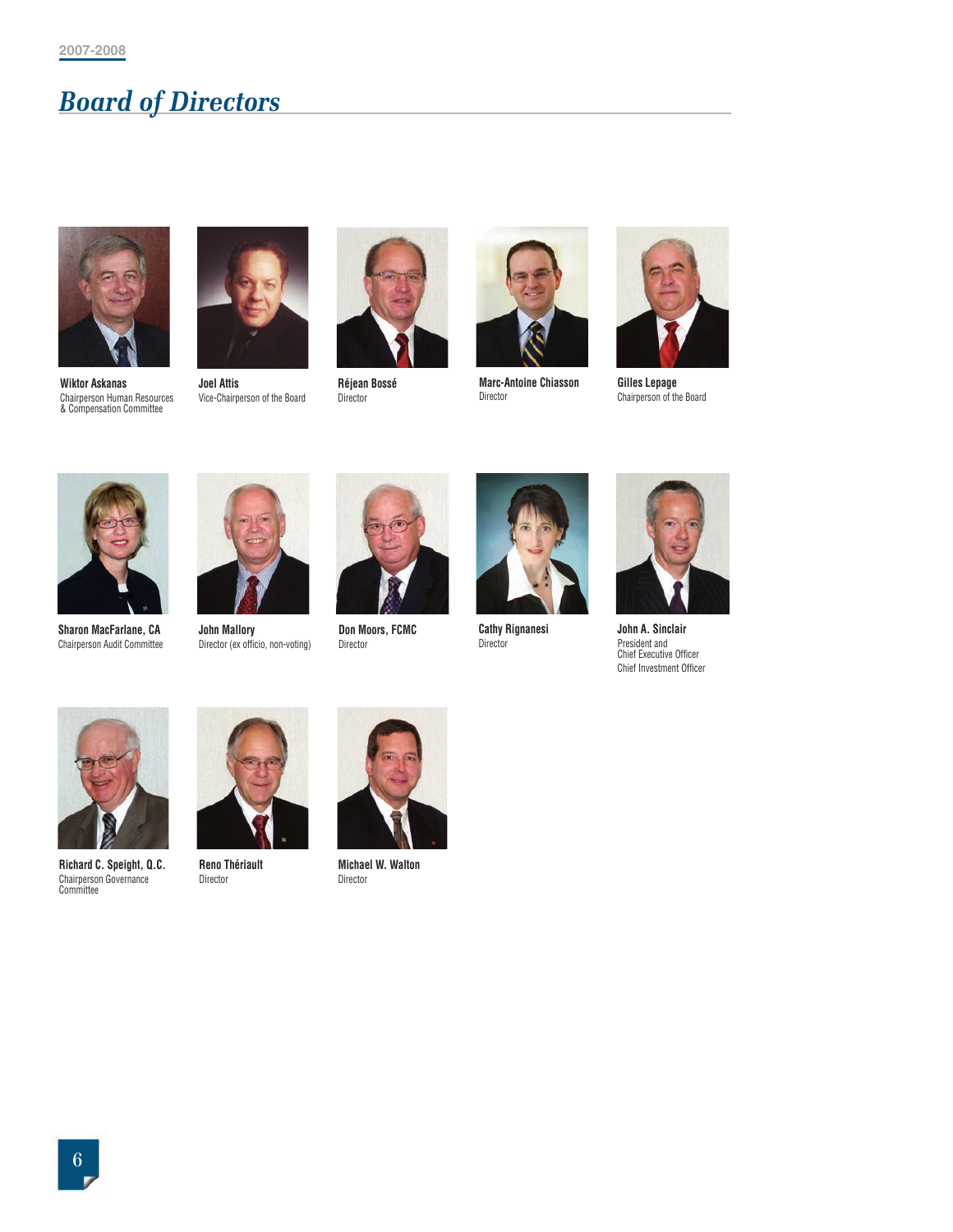2007-2008

# *Board of Directors*

**Wiktor Askanas**
Chairperson Human Resources & Compensation Committee

**Joel Attis**
Vice-Chairperson of the Board

**Réjean Bossé**
Director

**Marc-Antoine Chiasson**
Director

**Gilles Lepage**
Chairperson of the Board

**Sharon MacFarlane, CA**
Chairperson Audit Committee

**John Mallory**
Director (ex officio, non-voting)

**Don Moors, FCMC**
Director

**Cathy Rignanesi**
Director

**John A. Sinclair**
President and
Chief Executive Officer
Chief Investment Officer

**Richard C. Speight, Q.C.**
Chairperson Governance Committee

**Reno Thériault**
Director

**Michael W. Walton**
Director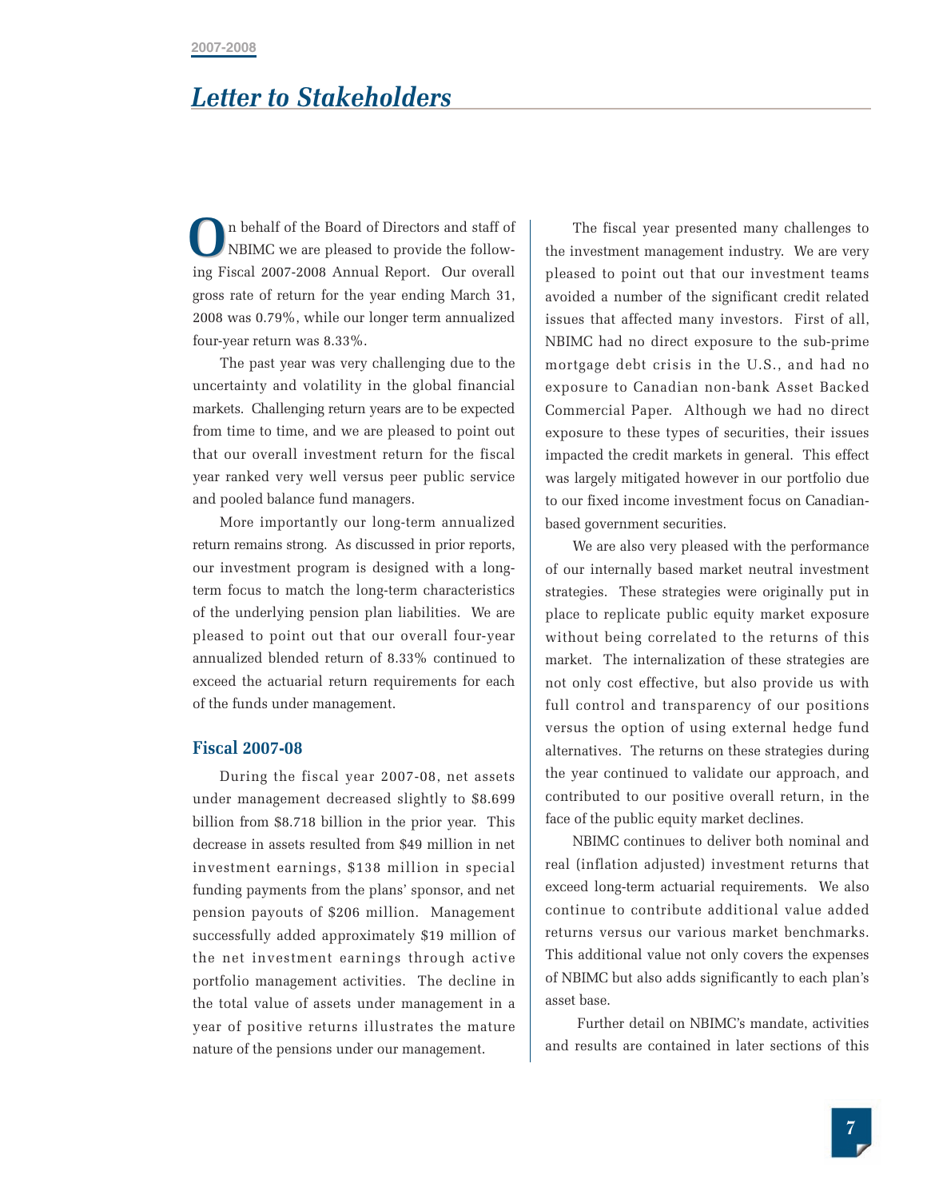# Letter to Stakeholders

On behalf of the Board of Directors and staff of NBIMC we are pleased to provide the following Fiscal 2007-2008 Annual Report. Our overall gross rate of return for the year ending March 31, 2008 was 0.79%, while our longer term annualized four-year return was 8.33%.

The past year was very challenging due to the uncertainty and volatility in the global financial markets. Challenging return years are to be expected from time to time, and we are pleased to point out that our overall investment return for the fiscal year ranked very well versus peer public service and pooled balance fund managers.

More importantly our long-term annualized return remains strong. As discussed in prior reports, our investment program is designed with a long-term focus to match the long-term characteristics of the underlying pension plan liabilities. We are pleased to point out that our overall four-year annualized blended return of 8.33% continued to exceed the actuarial return requirements for each of the funds under management.

## Fiscal 2007-08

During the fiscal year 2007-08, net assets under management decreased slightly to $8.699 billion from $8.718 billion in the prior year. This decrease in assets resulted from $49 million in net investment earnings, $138 million in special funding payments from the plans' sponsor, and net pension payouts of $206 million. Management successfully added approximately $19 million of the net investment earnings through active portfolio management activities. The decline in the total value of assets under management in a year of positive returns illustrates the mature nature of the pensions under our management.

The fiscal year presented many challenges to the investment management industry. We are very pleased to point out that our investment teams avoided a number of the significant credit related issues that affected many investors. First of all, NBIMC had no direct exposure to the sub-prime mortgage debt crisis in the U.S., and had no exposure to Canadian non-bank Asset Backed Commercial Paper. Although we had no direct exposure to these types of securities, their issues impacted the credit markets in general. This effect was largely mitigated however in our portfolio due to our fixed income investment focus on Canadian-based government securities.

We are also very pleased with the performance of our internally based market neutral investment strategies. These strategies were originally put in place to replicate public equity market exposure without being correlated to the returns of this market. The internalization of these strategies are not only cost effective, but also provide us with full control and transparency of our positions versus the option of using external hedge fund alternatives. The returns on these strategies during the year continued to validate our approach, and contributed to our positive overall return, in the face of the public equity market declines.

NBIMC continues to deliver both nominal and real (inflation adjusted) investment returns that exceed long-term actuarial requirements. We also continue to contribute additional value added returns versus our various market benchmarks. This additional value not only covers the expenses of NBIMC but also adds significantly to each plan's asset base.

Further detail on NBIMC's mandate, activities and results are contained in later sections of this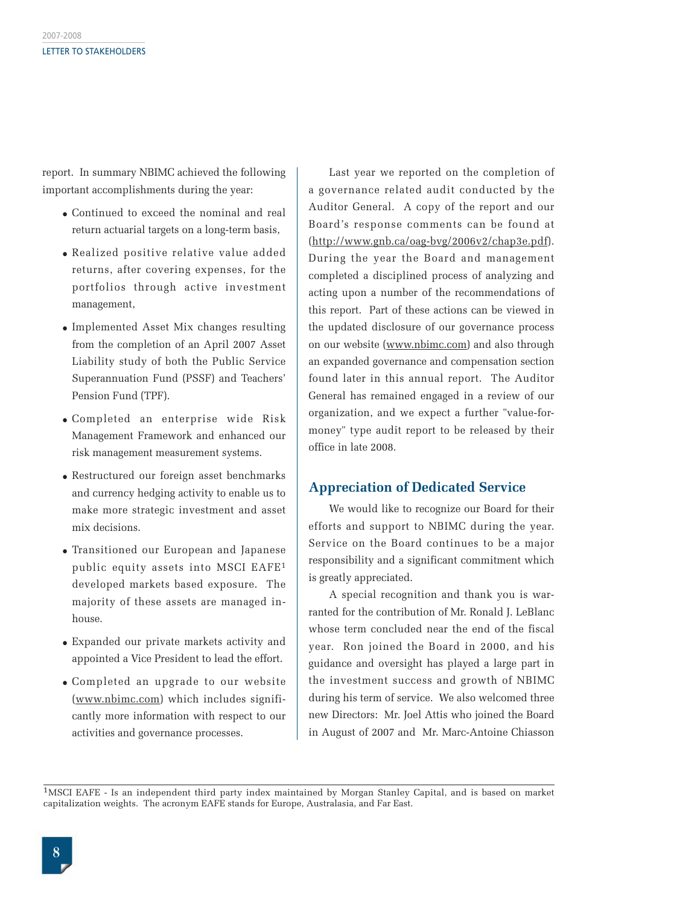report. In summary NBIMC achieved the following important accomplishments during the year:

- Continued to exceed the nominal and real return actuarial targets on a long-term basis,
- Realized positive relative value added returns, after covering expenses, for the portfolios through active investment management,
- Implemented Asset Mix changes resulting from the completion of an April 2007 Asset Liability study of both the Public Service Superannuation Fund (PSSF) and Teachers' Pension Fund (TPF).
- Completed an enterprise wide Risk Management Framework and enhanced our risk management measurement systems.
- Restructured our foreign asset benchmarks and currency hedging activity to enable us to make more strategic investment and asset mix decisions.
- Transitioned our European and Japanese public equity assets into MSCI EAFE[1] developed markets based exposure. The majority of these assets are managed in-house.
- Expanded our private markets activity and appointed a Vice President to lead the effort.
- Completed an upgrade to our website (www.nbimc.com) which includes significantly more information with respect to our activities and governance processes.

Last year we reported on the completion of a governance related audit conducted by the Auditor General. A copy of the report and our Board's response comments can be found at (http://www.gnb.ca/oag-bvg/2006v2/chap3e.pdf). During the year the Board and management completed a disciplined process of analyzing and acting upon a number of the recommendations of this report. Part of these actions can be viewed in the updated disclosure of our governance process on our website (www.nbimc.com) and also through an expanded governance and compensation section found later in this annual report. The Auditor General has remained engaged in a review of our organization, and we expect a further "value-for-money" type audit report to be released by their office in late 2008.

## Appreciation of Dedicated Service

We would like to recognize our Board for their efforts and support to NBIMC during the year. Service on the Board continues to be a major responsibility and a significant commitment which is greatly appreciated.

A special recognition and thank you is warranted for the contribution of Mr. Ronald J. LeBlanc whose term concluded near the end of the fiscal year. Ron joined the Board in 2000, and his guidance and oversight has played a large part in the investment success and growth of NBIMC during his term of service. We also welcomed three new Directors: Mr. Joel Attis who joined the Board in August of 2007 and Mr. Marc-Antoine Chiasson

---

[1] MSCI EAFE - Is an independent third party index maintained by Morgan Stanley Capital, and is based on market capitalization weights. The acronym EAFE stands for Europe, Australasia, and Far East.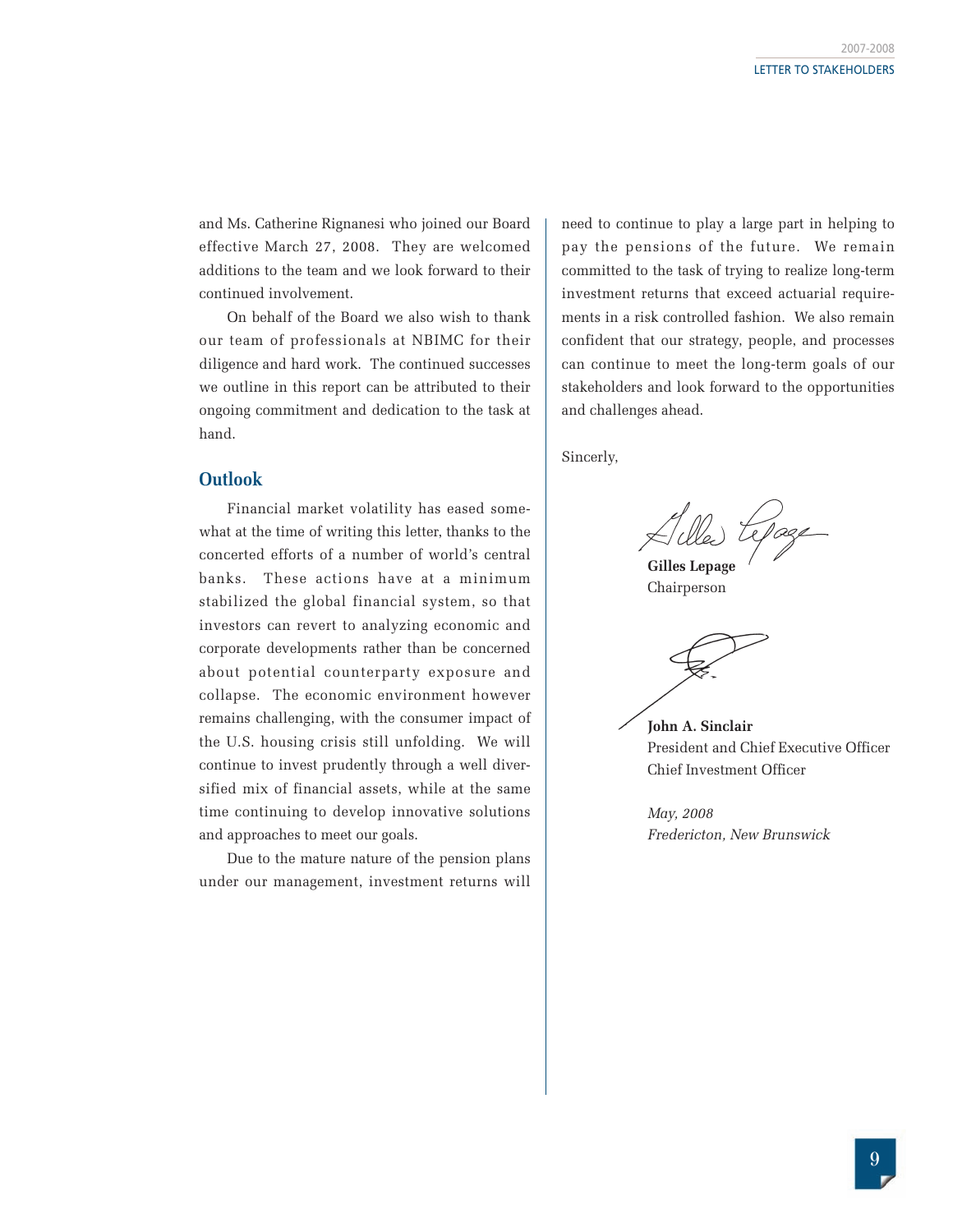and Ms. Catherine Rignanesi who joined our Board effective March 27, 2008. They are welcomed additions to the team and we look forward to their continued involvement.

On behalf of the Board we also wish to thank our team of professionals at NBIMC for their diligence and hard work. The continued successes we outline in this report can be attributed to their ongoing commitment and dedication to the task at hand.

## Outlook

Financial market volatility has eased somewhat at the time of writing this letter, thanks to the concerted efforts of a number of world's central banks. These actions have at a minimum stabilized the global financial system, so that investors can revert to analyzing economic and corporate developments rather than be concerned about potential counterparty exposure and collapse. The economic environment however remains challenging, with the consumer impact of the U.S. housing crisis still unfolding. We will continue to invest prudently through a well diversified mix of financial assets, while at the same time continuing to develop innovative solutions and approaches to meet our goals.

Due to the mature nature of the pension plans under our management, investment returns will need to continue to play a large part in helping to pay the pensions of the future. We remain committed to the task of trying to realize long-term investment returns that exceed actuarial requirements in a risk controlled fashion. We also remain confident that our strategy, people, and processes can continue to meet the long-term goals of our stakeholders and look forward to the opportunities and challenges ahead.

Sincerely,

**Gilles Lepage**
Chairperson

**John A. Sinclair**
President and Chief Executive Officer
Chief Investment Officer

*May, 2008*
*Fredericton, New Brunswick*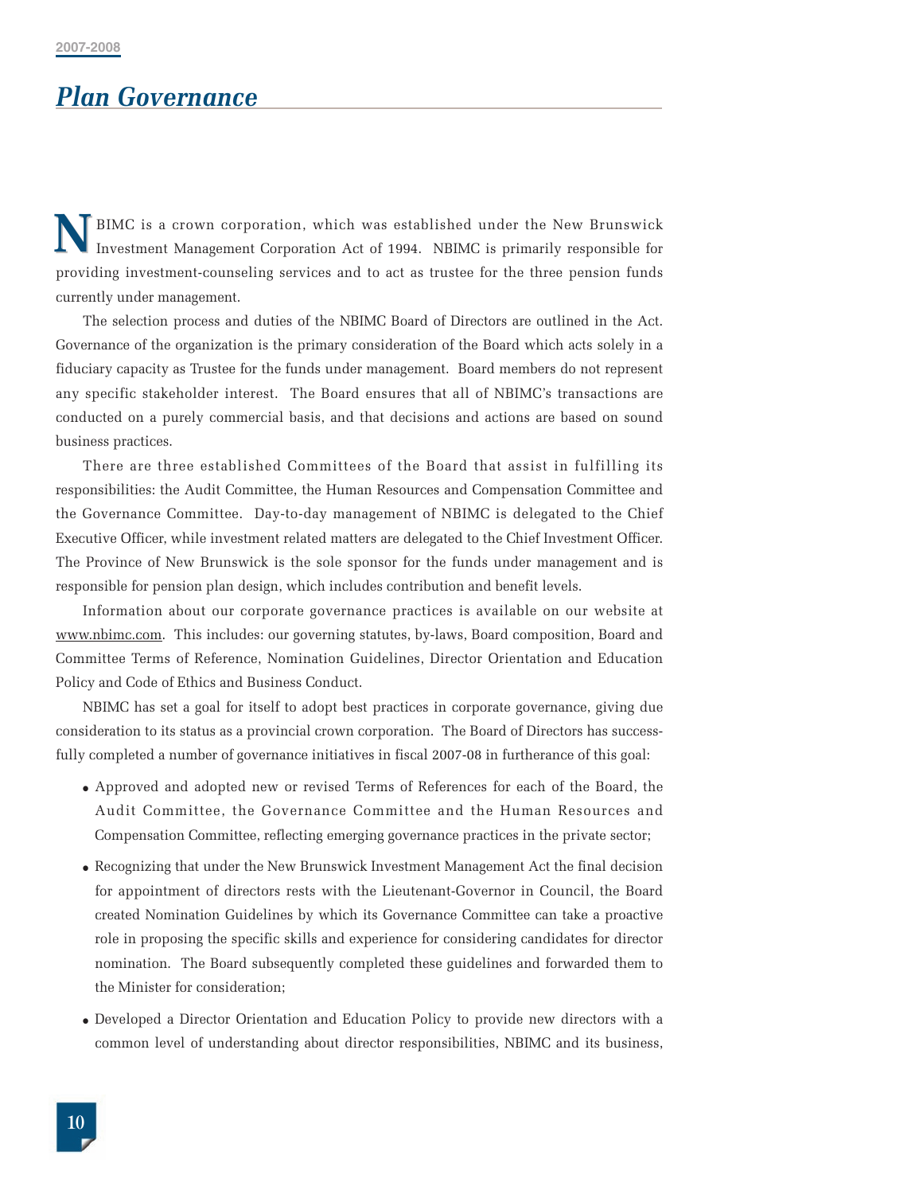# Plan Governance

NBIMC is a crown corporation, which was established under the New Brunswick Investment Management Corporation Act of 1994. NBIMC is primarily responsible for providing investment-counseling services and to act as trustee for the three pension funds currently under management.

The selection process and duties of the NBIMC Board of Directors are outlined in the Act. Governance of the organization is the primary consideration of the Board which acts solely in a fiduciary capacity as Trustee for the funds under management. Board members do not represent any specific stakeholder interest. The Board ensures that all of NBIMC's transactions are conducted on a purely commercial basis, and that decisions and actions are based on sound business practices.

There are three established Committees of the Board that assist in fulfilling its responsibilities: the Audit Committee, the Human Resources and Compensation Committee and the Governance Committee. Day-to-day management of NBIMC is delegated to the Chief Executive Officer, while investment related matters are delegated to the Chief Investment Officer. The Province of New Brunswick is the sole sponsor for the funds under management and is responsible for pension plan design, which includes contribution and benefit levels.

Information about our corporate governance practices is available on our website at www.nbimc.com. This includes: our governing statutes, by-laws, Board composition, Board and Committee Terms of Reference, Nomination Guidelines, Director Orientation and Education Policy and Code of Ethics and Business Conduct.

NBIMC has set a goal for itself to adopt best practices in corporate governance, giving due consideration to its status as a provincial crown corporation. The Board of Directors has successfully completed a number of governance initiatives in fiscal 2007-08 in furtherance of this goal:

- Approved and adopted new or revised Terms of References for each of the Board, the Audit Committee, the Governance Committee and the Human Resources and Compensation Committee, reflecting emerging governance practices in the private sector;
- Recognizing that under the New Brunswick Investment Management Act the final decision for appointment of directors rests with the Lieutenant-Governor in Council, the Board created Nomination Guidelines by which its Governance Committee can take a proactive role in proposing the specific skills and experience for considering candidates for director nomination. The Board subsequently completed these guidelines and forwarded them to the Minister for consideration;
- Developed a Director Orientation and Education Policy to provide new directors with a common level of understanding about director responsibilities, NBIMC and its business,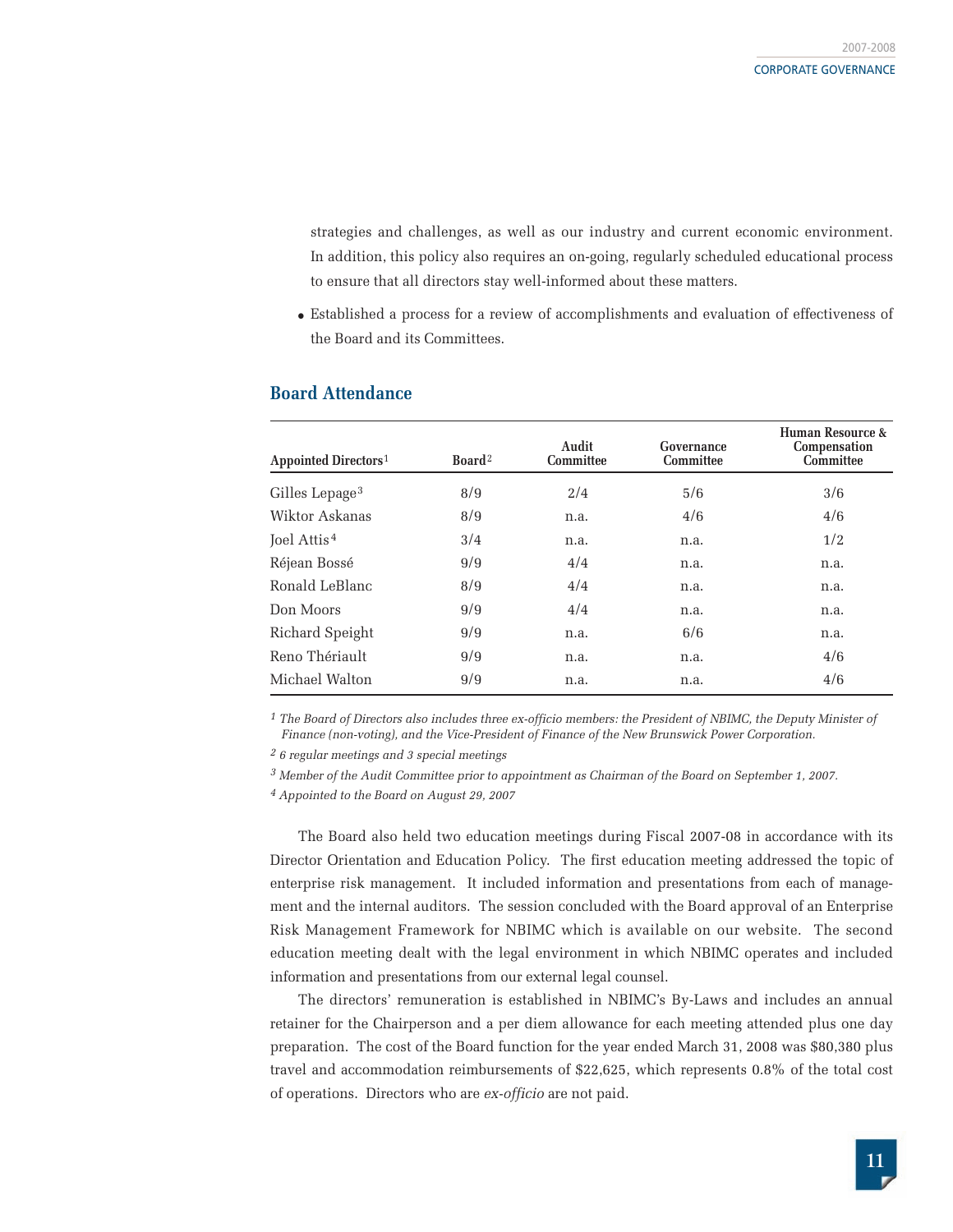strategies and challenges, as well as our industry and current economic environment. In addition, this policy also requires an on-going, regularly scheduled educational process to ensure that all directors stay well-informed about these matters.

- Established a process for a review of accomplishments and evaluation of effectiveness of the Board and its Committees.

## Board Attendance

| Appointed Directors[1] | Board[2] | Audit Committee | Governance Committee | Human Resource & Compensation Committee |
|---|---|---|---|---|
| Gilles Lepage[3] | 8/9 | 2/4 | 5/6 | 3/6 |
| Wiktor Askanas | 8/9 | n.a. | 4/6 | 4/6 |
| Joel Attis[4] | 3/4 | n.a. | n.a. | 1/2 |
| Réjean Bossé | 9/9 | 4/4 | n.a. | n.a. |
| Ronald LeBlanc | 8/9 | 4/4 | n.a. | n.a. |
| Don Moors | 9/9 | 4/4 | n.a. | n.a. |
| Richard Speight | 9/9 | n.a. | 6/6 | n.a. |
| Reno Thériault | 9/9 | n.a. | n.a. | 4/6 |
| Michael Walton | 9/9 | n.a. | n.a. | 4/6 |

[1] *The Board of Directors also includes three ex-officio members: the President of NBIMC, the Deputy Minister of Finance (non-voting), and the Vice-President of Finance of the New Brunswick Power Corporation.*

[2] *6 regular meetings and 3 special meetings*

[3] *Member of the Audit Committee prior to appointment as Chairman of the Board on September 1, 2007.*

[4] *Appointed to the Board on August 29, 2007*

The Board also held two education meetings during Fiscal 2007-08 in accordance with its Director Orientation and Education Policy. The first education meeting addressed the topic of enterprise risk management. It included information and presentations from each of management and the internal auditors. The session concluded with the Board approval of an Enterprise Risk Management Framework for NBIMC which is available on our website. The second education meeting dealt with the legal environment in which NBIMC operates and included information and presentations from our external legal counsel.

The directors' remuneration is established in NBIMC's By-Laws and includes an annual retainer for the Chairperson and a per diem allowance for each meeting attended plus one day preparation. The cost of the Board function for the year ended March 31, 2008 was $80,380 plus travel and accommodation reimbursements of $22,625, which represents 0.8% of the total cost of operations. Directors who are *ex-officio* are not paid.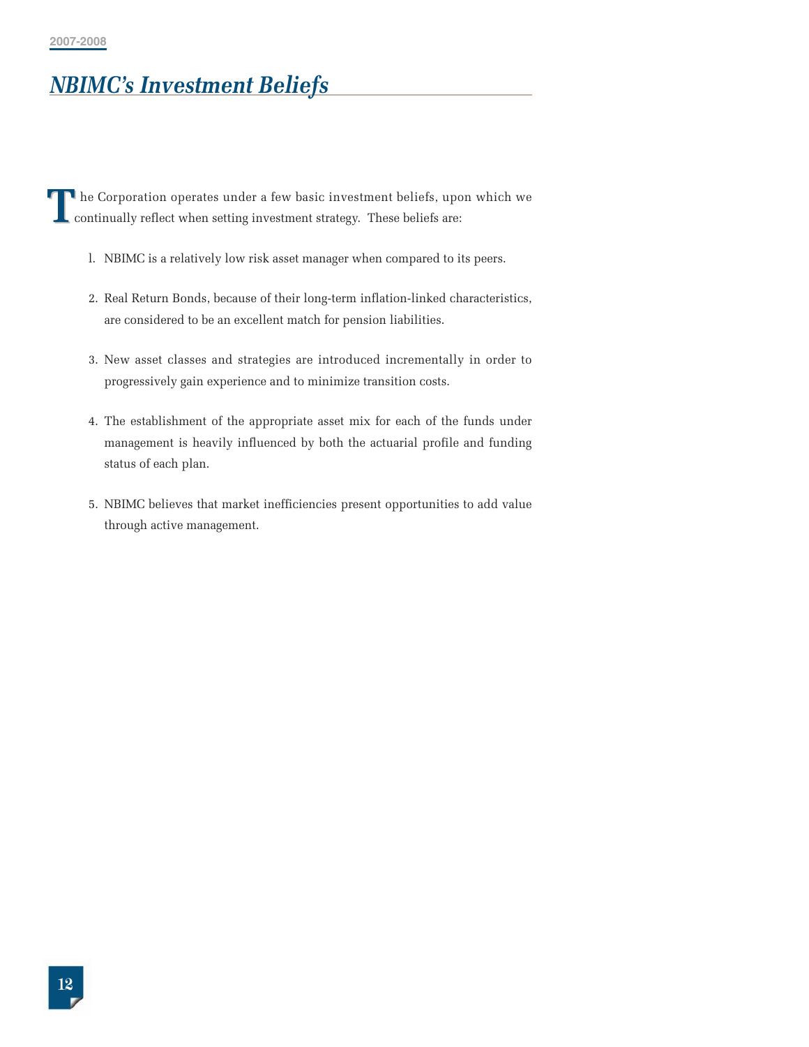## NBIMC's Investment Beliefs

The Corporation operates under a few basic investment beliefs, upon which we continually reflect when setting investment strategy. These beliefs are:

1. NBIMC is a relatively low risk asset manager when compared to its peers.

2. Real Return Bonds, because of their long-term inflation-linked characteristics, are considered to be an excellent match for pension liabilities.

3. New asset classes and strategies are introduced incrementally in order to progressively gain experience and to minimize transition costs.

4. The establishment of the appropriate asset mix for each of the funds under management is heavily influenced by both the actuarial profile and funding status of each plan.

5. NBIMC believes that market inefficiencies present opportunities to add value through active management.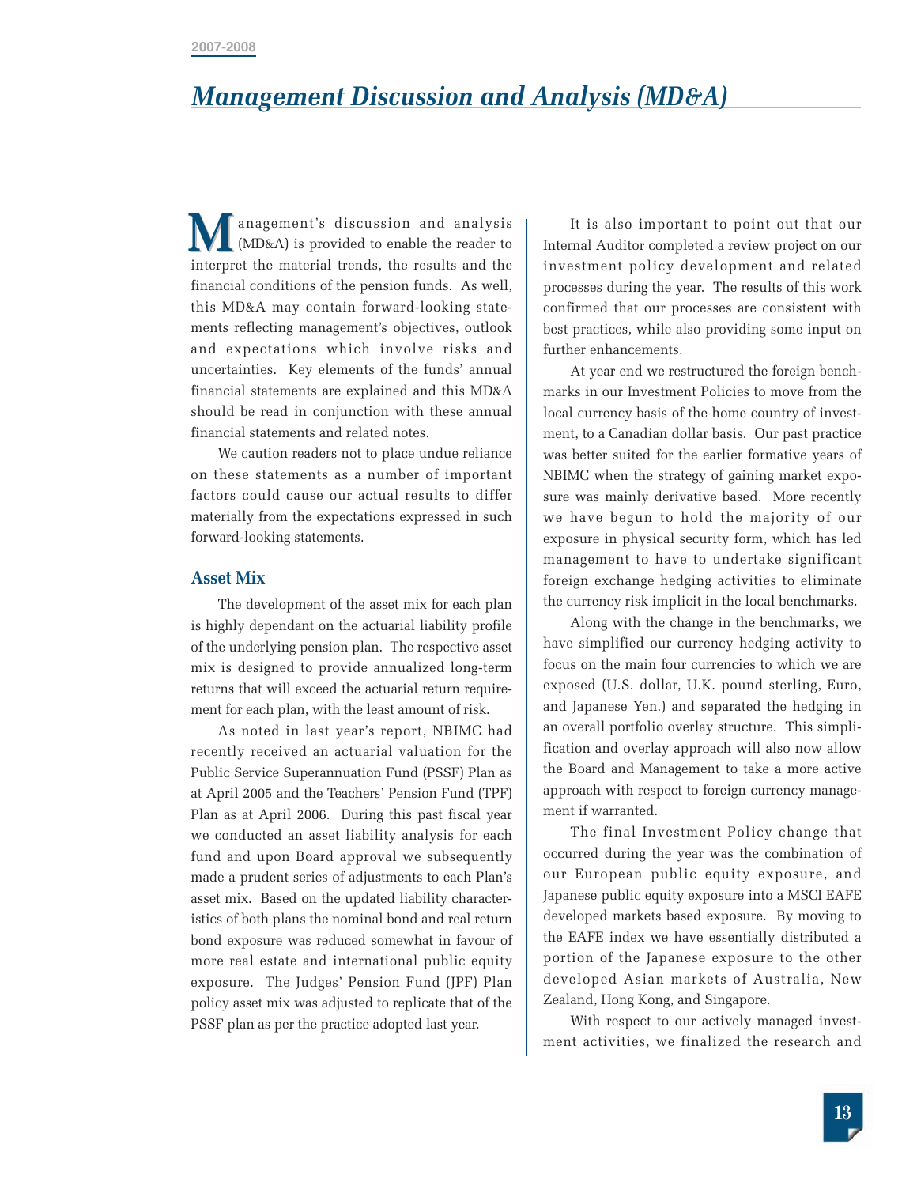# Management Discussion and Analysis (MD&A)

Management's discussion and analysis (MD&A) is provided to enable the reader to interpret the material trends, the results and the financial conditions of the pension funds. As well, this MD&A may contain forward-looking statements reflecting management's objectives, outlook and expectations which involve risks and uncertainties. Key elements of the funds' annual financial statements are explained and this MD&A should be read in conjunction with these annual financial statements and related notes.

We caution readers not to place undue reliance on these statements as a number of important factors could cause our actual results to differ materially from the expectations expressed in such forward-looking statements.

## Asset Mix

The development of the asset mix for each plan is highly dependant on the actuarial liability profile of the underlying pension plan. The respective asset mix is designed to provide annualized long-term returns that will exceed the actuarial return requirement for each plan, with the least amount of risk.

As noted in last year's report, NBIMC had recently received an actuarial valuation for the Public Service Superannuation Fund (PSSF) Plan as at April 2005 and the Teachers' Pension Fund (TPF) Plan as at April 2006. During this past fiscal year we conducted an asset liability analysis for each fund and upon Board approval we subsequently made a prudent series of adjustments to each Plan's asset mix. Based on the updated liability characteristics of both plans the nominal bond and real return bond exposure was reduced somewhat in favour of more real estate and international public equity exposure. The Judges' Pension Fund (JPF) Plan policy asset mix was adjusted to replicate that of the PSSF plan as per the practice adopted last year.

It is also important to point out that our Internal Auditor completed a review project on our investment policy development and related processes during the year. The results of this work confirmed that our processes are consistent with best practices, while also providing some input on further enhancements.

At year end we restructured the foreign benchmarks in our Investment Policies to move from the local currency basis of the home country of investment, to a Canadian dollar basis. Our past practice was better suited for the earlier formative years of NBIMC when the strategy of gaining market exposure was mainly derivative based. More recently we have begun to hold the majority of our exposure in physical security form, which has led management to have to undertake significant foreign exchange hedging activities to eliminate the currency risk implicit in the local benchmarks.

Along with the change in the benchmarks, we have simplified our currency hedging activity to focus on the main four currencies to which we are exposed (U.S. dollar, U.K. pound sterling, Euro, and Japanese Yen.) and separated the hedging in an overall portfolio overlay structure. This simplification and overlay approach will also now allow the Board and Management to take a more active approach with respect to foreign currency management if warranted.

The final Investment Policy change that occurred during the year was the combination of our European public equity exposure, and Japanese public equity exposure into a MSCI EAFE developed markets based exposure. By moving to the EAFE index we have essentially distributed a portion of the Japanese exposure to the other developed Asian markets of Australia, New Zealand, Hong Kong, and Singapore.

With respect to our actively managed investment activities, we finalized the research and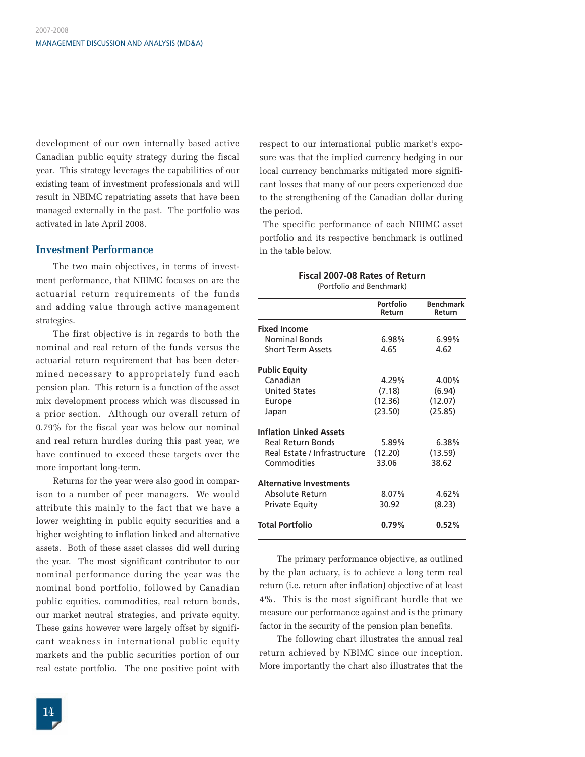development of our own internally based active Canadian public equity strategy during the fiscal year. This strategy leverages the capabilities of our existing team of investment professionals and will result in NBIMC repatriating assets that have been managed externally in the past. The portfolio was activated in late April 2008.

## Investment Performance

The two main objectives, in terms of investment performance, that NBIMC focuses on are the actuarial return requirements of the funds and adding value through active management strategies.

The first objective is in regards to both the nominal and real return of the funds versus the actuarial return requirement that has been determined necessary to appropriately fund each pension plan. This return is a function of the asset mix development process which was discussed in a prior section. Although our overall return of 0.79% for the fiscal year was below our nominal and real return hurdles during this past year, we have continued to exceed these targets over the more important long-term.

Returns for the year were also good in comparison to a number of peer managers. We would attribute this mainly to the fact that we have a lower weighting in public equity securities and a higher weighting to inflation linked and alternative assets. Both of these asset classes did well during the year. The most significant contributor to our nominal performance during the year was the nominal bond portfolio, followed by Canadian public equities, commodities, real return bonds, our market neutral strategies, and private equity. These gains however were largely offset by significant weakness in international public equity markets and the public securities portion of our real estate portfolio. The one positive point with respect to our international public market's exposure was that the implied currency hedging in our local currency benchmarks mitigated more significant losses that many of our peers experienced due to the strengthening of the Canadian dollar during the period.

The specific performance of each NBIMC asset portfolio and its respective benchmark is outlined in the table below.

**Fiscal 2007-08 Rates of Return**
(Portfolio and Benchmark)

| | Portfolio Return | Benchmark Return |
|---|---|---|
| **Fixed Income** | | |
| Nominal Bonds | 6.98% | 6.99% |
| Short Term Assets | 4.65 | 4.62 |
| **Public Equity** | | |
| Canadian | 4.29% | 4.00% |
| United States | (7.18) | (6.94) |
| Europe | (12.36) | (12.07) |
| Japan | (23.50) | (25.85) |
| **Inflation Linked Assets** | | |
| Real Return Bonds | 5.89% | 6.38% |
| Real Estate / Infrastructure | (12.20) | (13.59) |
| Commodities | 33.06 | 38.62 |
| **Alternative Investments** | | |
| Absolute Return | 8.07% | 4.62% |
| Private Equity | 30.92 | (8.23) |
| **Total Portfolio** | **0.79%** | **0.52%** |

The primary performance objective, as outlined by the plan actuary, is to achieve a long term real return (i.e. return after inflation) objective of at least 4%. This is the most significant hurdle that we measure our performance against and is the primary factor in the security of the pension plan benefits.

The following chart illustrates the annual real return achieved by NBIMC since our inception. More importantly the chart also illustrates that the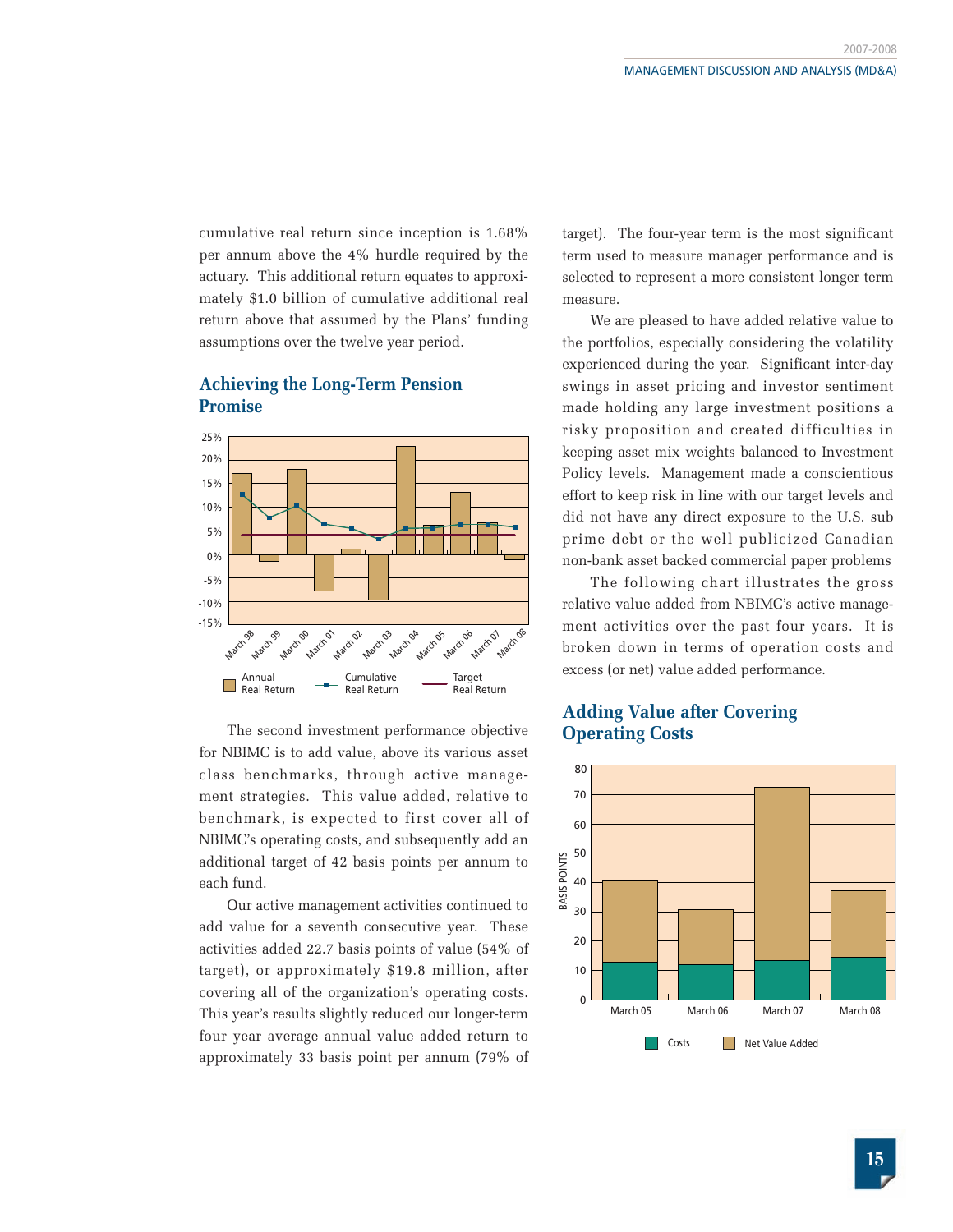cumulative real return since inception is 1.68% per annum above the 4% hurdle required by the actuary. This additional return equates to approximately \$1.0 billion of cumulative additional real return above that assumed by the Plans' funding assumptions over the twelve year period.

## Achieving the Long-Term Pension Promise

The second investment performance objective for NBIMC is to add value, above its various asset class benchmarks, through active management strategies. This value added, relative to benchmark, is expected to first cover all of NBIMC's operating costs, and subsequently add an additional target of 42 basis points per annum to each fund.

Our active management activities continued to add value for a seventh consecutive year. These activities added 22.7 basis points of value (54% of target), or approximately \$19.8 million, after covering all of the organization's operating costs. This year's results slightly reduced our longer-term four year average annual value added return to approximately 33 basis point per annum (79% of target). The four-year term is the most significant term used to measure manager performance and is selected to represent a more consistent longer term measure.

We are pleased to have added relative value to the portfolios, especially considering the volatility experienced during the year. Significant inter-day swings in asset pricing and investor sentiment made holding any large investment positions a risky proposition and created difficulties in keeping asset mix weights balanced to Investment Policy levels. Management made a conscientious effort to keep risk in line with our target levels and did not have any direct exposure to the U.S. sub prime debt or the well publicized Canadian non-bank asset backed commercial paper problems

The following chart illustrates the gross relative value added from NBIMC's active management activities over the past four years. It is broken down in terms of operation costs and excess (or net) value added performance.

## Adding Value after Covering Operating Costs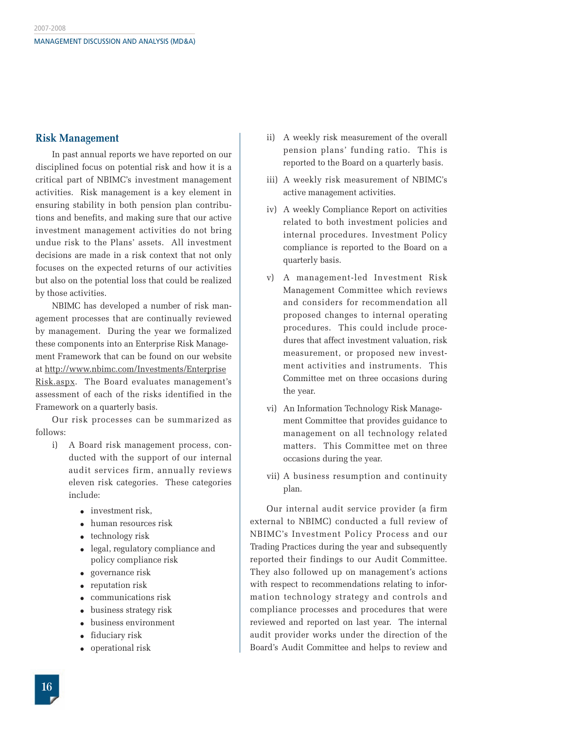## Risk Management

In past annual reports we have reported on our disciplined focus on potential risk and how it is a critical part of NBIMC's investment management activities. Risk management is a key element in ensuring stability in both pension plan contributions and benefits, and making sure that our active investment management activities do not bring undue risk to the Plans' assets. All investment decisions are made in a risk context that not only focuses on the expected returns of our activities but also on the potential loss that could be realized by those activities.

NBIMC has developed a number of risk management processes that are continually reviewed by management. During the year we formalized these components into an Enterprise Risk Management Framework that can be found on our website at http://www.nbimc.com/Investments/EnterpriseRisk.aspx. The Board evaluates management's assessment of each of the risks identified in the Framework on a quarterly basis.

Our risk processes can be summarized as follows:

i) A Board risk management process, conducted with the support of our internal audit services firm, annually reviews eleven risk categories. These categories include:
   - investment risk,
   - human resources risk
   - technology risk
   - legal, regulatory compliance and policy compliance risk
   - governance risk
   - reputation risk
   - communications risk
   - business strategy risk
   - business environment
   - fiduciary risk
   - operational risk

ii) A weekly risk measurement of the overall pension plans' funding ratio. This is reported to the Board on a quarterly basis.

iii) A weekly risk measurement of NBIMC's active management activities.

iv) A weekly Compliance Report on activities related to both investment policies and internal procedures. Investment Policy compliance is reported to the Board on a quarterly basis.

v) A management-led Investment Risk Management Committee which reviews and considers for recommendation all proposed changes to internal operating procedures. This could include procedures that affect investment valuation, risk measurement, or proposed new investment activities and instruments. This Committee met on three occasions during the year.

vi) An Information Technology Risk Management Committee that provides guidance to management on all technology related matters. This Committee met on three occasions during the year.

vii) A business resumption and continuity plan.

Our internal audit service provider (a firm external to NBIMC) conducted a full review of NBIMC's Investment Policy Process and our Trading Practices during the year and subsequently reported their findings to our Audit Committee. They also followed up on management's actions with respect to recommendations relating to information technology strategy and controls and compliance processes and procedures that were reviewed and reported on last year. The internal audit provider works under the direction of the Board's Audit Committee and helps to review and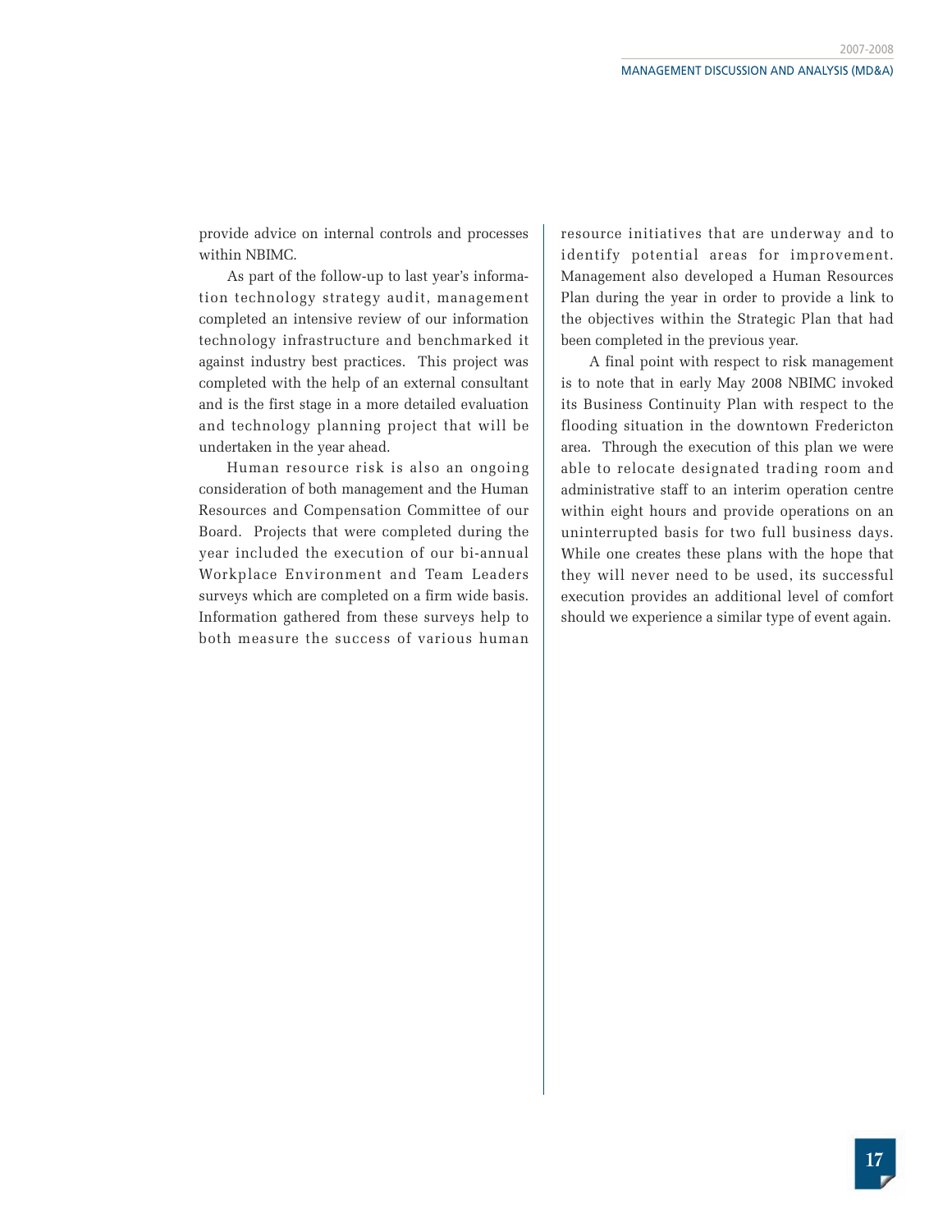provide advice on internal controls and processes within NBIMC.

As part of the follow-up to last year's information technology strategy audit, management completed an intensive review of our information technology infrastructure and benchmarked it against industry best practices. This project was completed with the help of an external consultant and is the first stage in a more detailed evaluation and technology planning project that will be undertaken in the year ahead.

Human resource risk is also an ongoing consideration of both management and the Human Resources and Compensation Committee of our Board. Projects that were completed during the year included the execution of our bi-annual Workplace Environment and Team Leaders surveys which are completed on a firm wide basis. Information gathered from these surveys help to both measure the success of various human resource initiatives that are underway and to identify potential areas for improvement. Management also developed a Human Resources Plan during the year in order to provide a link to the objectives within the Strategic Plan that had been completed in the previous year.

A final point with respect to risk management is to note that in early May 2008 NBIMC invoked its Business Continuity Plan with respect to the flooding situation in the downtown Fredericton area. Through the execution of this plan we were able to relocate designated trading room and administrative staff to an interim operation centre within eight hours and provide operations on an uninterrupted basis for two full business days. While one creates these plans with the hope that they will never need to be used, its successful execution provides an additional level of comfort should we experience a similar type of event again.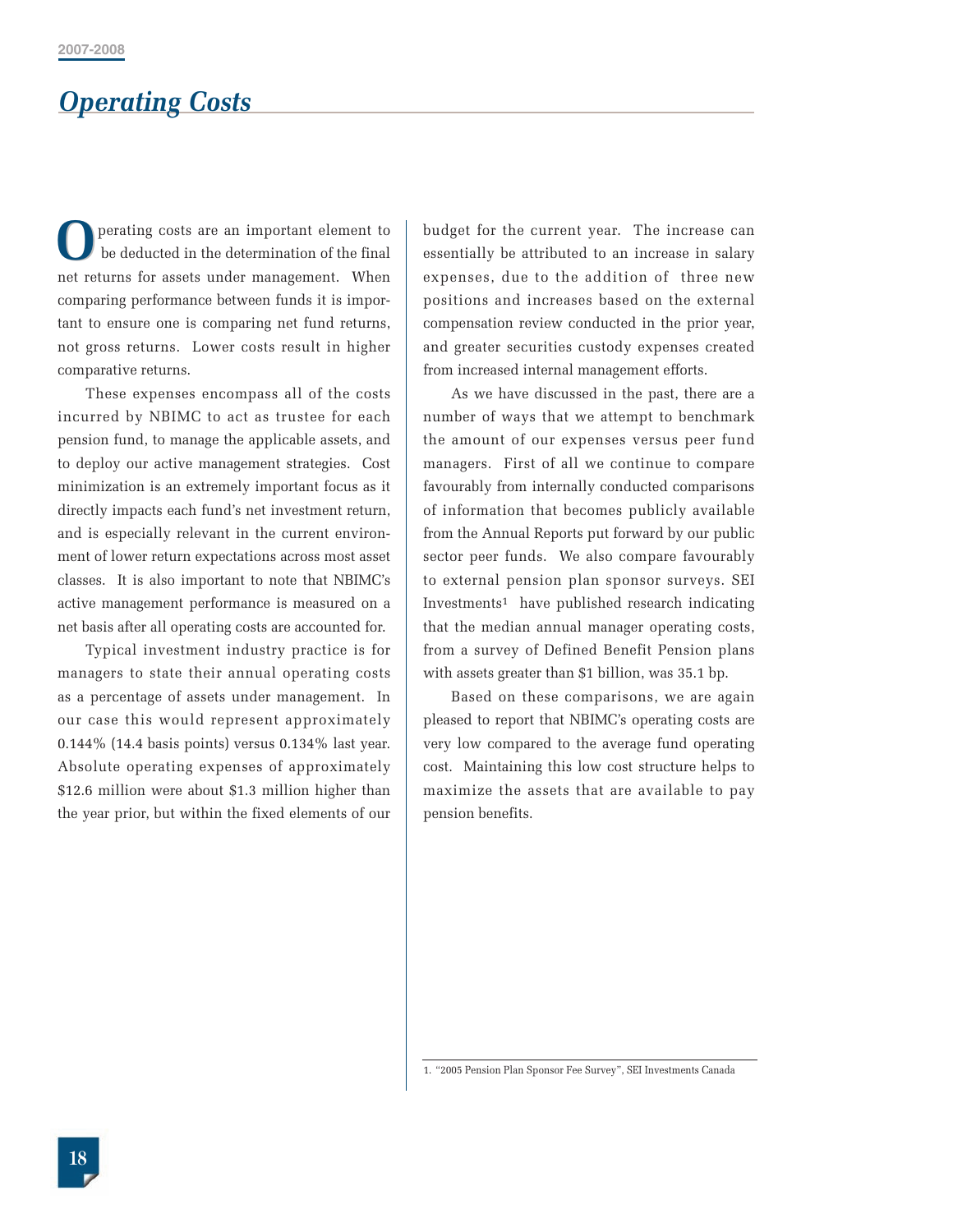# Operating Costs

Operating costs are an important element to be deducted in the determination of the final net returns for assets under management. When comparing performance between funds it is important to ensure one is comparing net fund returns, not gross returns. Lower costs result in higher comparative returns.

These expenses encompass all of the costs incurred by NBIMC to act as trustee for each pension fund, to manage the applicable assets, and to deploy our active management strategies. Cost minimization is an extremely important focus as it directly impacts each fund's net investment return, and is especially relevant in the current environment of lower return expectations across most asset classes. It is also important to note that NBIMC's active management performance is measured on a net basis after all operating costs are accounted for.

Typical investment industry practice is for managers to state their annual operating costs as a percentage of assets under management. In our case this would represent approximately 0.144% (14.4 basis points) versus 0.134% last year. Absolute operating expenses of approximately $12.6 million were about $1.3 million higher than the year prior, but within the fixed elements of our budget for the current year. The increase can essentially be attributed to an increase in salary expenses, due to the addition of three new positions and increases based on the external compensation review conducted in the prior year, and greater securities custody expenses created from increased internal management efforts.

As we have discussed in the past, there are a number of ways that we attempt to benchmark the amount of our expenses versus peer fund managers. First of all we continue to compare favourably from internally conducted comparisons of information that becomes publicly available from the Annual Reports put forward by our public sector peer funds. We also compare favourably to external pension plan sponsor surveys. SEI Investments[1] have published research indicating that the median annual manager operating costs, from a survey of Defined Benefit Pension plans with assets greater than $1 billion, was 35.1 bp.

Based on these comparisons, we are again pleased to report that NBIMC's operating costs are very low compared to the average fund operating cost. Maintaining this low cost structure helps to maximize the assets that are available to pay pension benefits.

1. "2005 Pension Plan Sponsor Fee Survey", SEI Investments Canada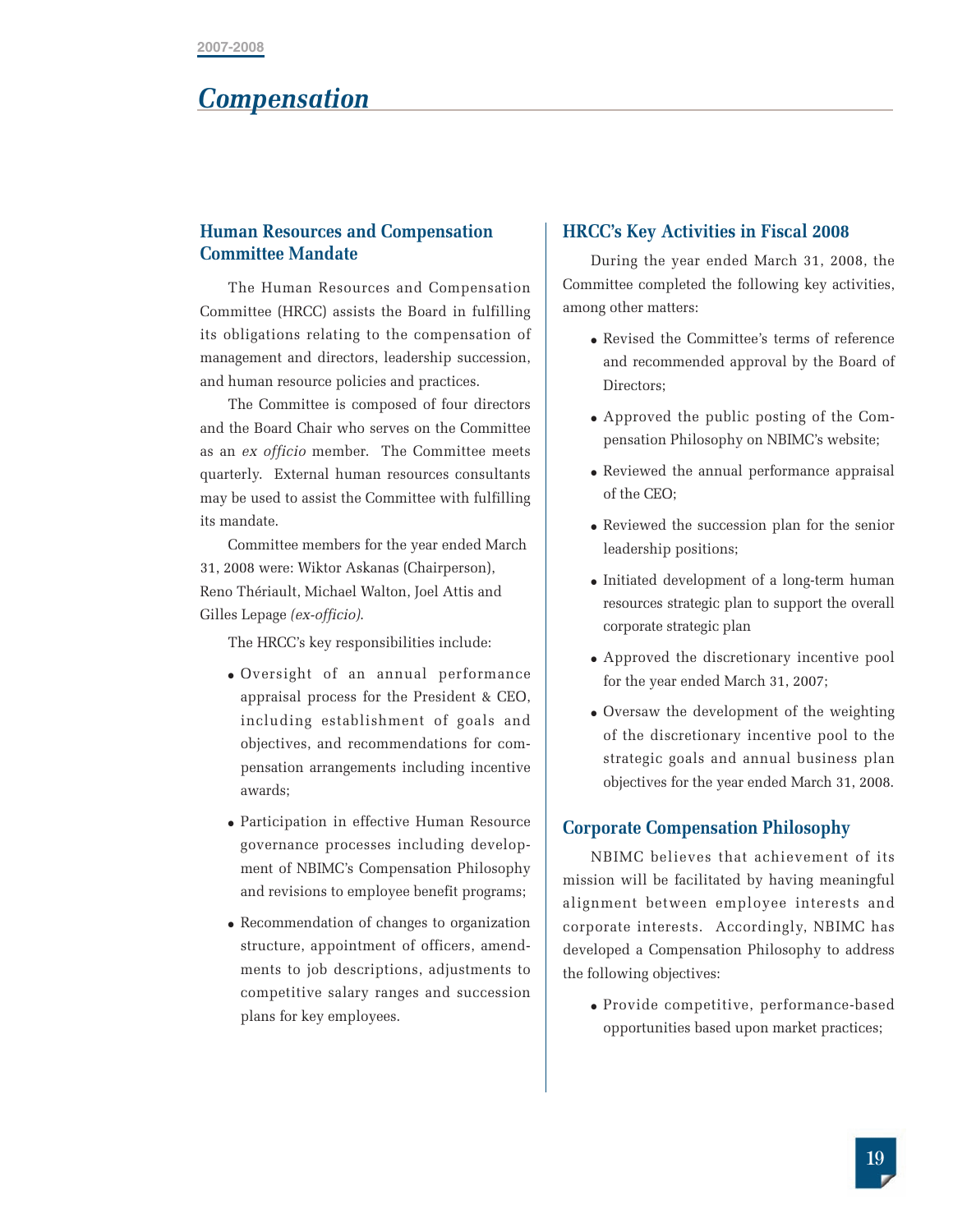# Compensation

## Human Resources and Compensation Committee Mandate

The Human Resources and Compensation Committee (HRCC) assists the Board in fulfilling its obligations relating to the compensation of management and directors, leadership succession, and human resource policies and practices.

The Committee is composed of four directors and the Board Chair who serves on the Committee as an *ex officio* member. The Committee meets quarterly. External human resources consultants may be used to assist the Committee with fulfilling its mandate.

Committee members for the year ended March 31, 2008 were: Wiktor Askanas (Chairperson), Reno Thériault, Michael Walton, Joel Attis and Gilles Lepage *(ex-officio)*.

The HRCC's key responsibilities include:

- Oversight of an annual performance appraisal process for the President & CEO, including establishment of goals and objectives, and recommendations for compensation arrangements including incentive awards;
- Participation in effective Human Resource governance processes including development of NBIMC's Compensation Philosophy and revisions to employee benefit programs;
- Recommendation of changes to organization structure, appointment of officers, amendments to job descriptions, adjustments to competitive salary ranges and succession plans for key employees.

## HRCC's Key Activities in Fiscal 2008

During the year ended March 31, 2008, the Committee completed the following key activities, among other matters:

- Revised the Committee's terms of reference and recommended approval by the Board of Directors;
- Approved the public posting of the Compensation Philosophy on NBIMC's website;
- Reviewed the annual performance appraisal of the CEO;
- Reviewed the succession plan for the senior leadership positions;
- Initiated development of a long-term human resources strategic plan to support the overall corporate strategic plan
- Approved the discretionary incentive pool for the year ended March 31, 2007;
- Oversaw the development of the weighting of the discretionary incentive pool to the strategic goals and annual business plan objectives for the year ended March 31, 2008.

## Corporate Compensation Philosophy

NBIMC believes that achievement of its mission will be facilitated by having meaningful alignment between employee interests and corporate interests. Accordingly, NBIMC has developed a Compensation Philosophy to address the following objectives:

- Provide competitive, performance-based opportunities based upon market practices;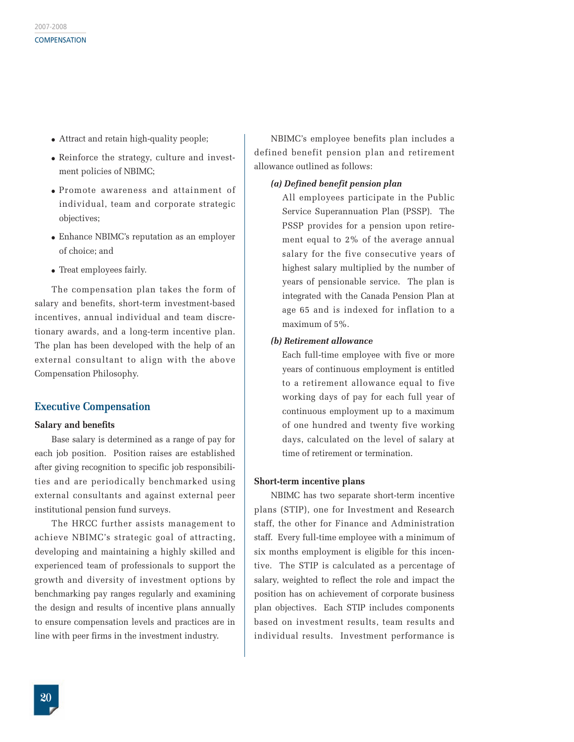- Attract and retain high-quality people;
- Reinforce the strategy, culture and investment policies of NBIMC;
- Promote awareness and attainment of individual, team and corporate strategic objectives;
- Enhance NBIMC's reputation as an employer of choice; and
- Treat employees fairly.

The compensation plan takes the form of salary and benefits, short-term investment-based incentives, annual individual and team discretionary awards, and a long-term incentive plan. The plan has been developed with the help of an external consultant to align with the above Compensation Philosophy.

## Executive Compensation

### Salary and benefits

Base salary is determined as a range of pay for each job position. Position raises are established after giving recognition to specific job responsibilities and are periodically benchmarked using external consultants and against external peer institutional pension fund surveys.

The HRCC further assists management to achieve NBIMC's strategic goal of attracting, developing and maintaining a highly skilled and experienced team of professionals to support the growth and diversity of investment options by benchmarking pay ranges regularly and examining the design and results of incentive plans annually to ensure compensation levels and practices are in line with peer firms in the investment industry.

NBIMC's employee benefits plan includes a defined benefit pension plan and retirement allowance outlined as follows:

***(a) Defined benefit pension plan***

All employees participate in the Public Service Superannuation Plan (PSSP). The PSSP provides for a pension upon retirement equal to 2% of the average annual salary for the five consecutive years of highest salary multiplied by the number of years of pensionable service. The plan is integrated with the Canada Pension Plan at age 65 and is indexed for inflation to a maximum of 5%.

***(b) Retirement allowance***

Each full-time employee with five or more years of continuous employment is entitled to a retirement allowance equal to five working days of pay for each full year of continuous employment up to a maximum of one hundred and twenty five working days, calculated on the level of salary at time of retirement or termination.

### Short-term incentive plans

NBIMC has two separate short-term incentive plans (STIP), one for Investment and Research staff, the other for Finance and Administration staff. Every full-time employee with a minimum of six months employment is eligible for this incentive. The STIP is calculated as a percentage of salary, weighted to reflect the role and impact the position has on achievement of corporate business plan objectives. Each STIP includes components based on investment results, team results and individual results. Investment performance is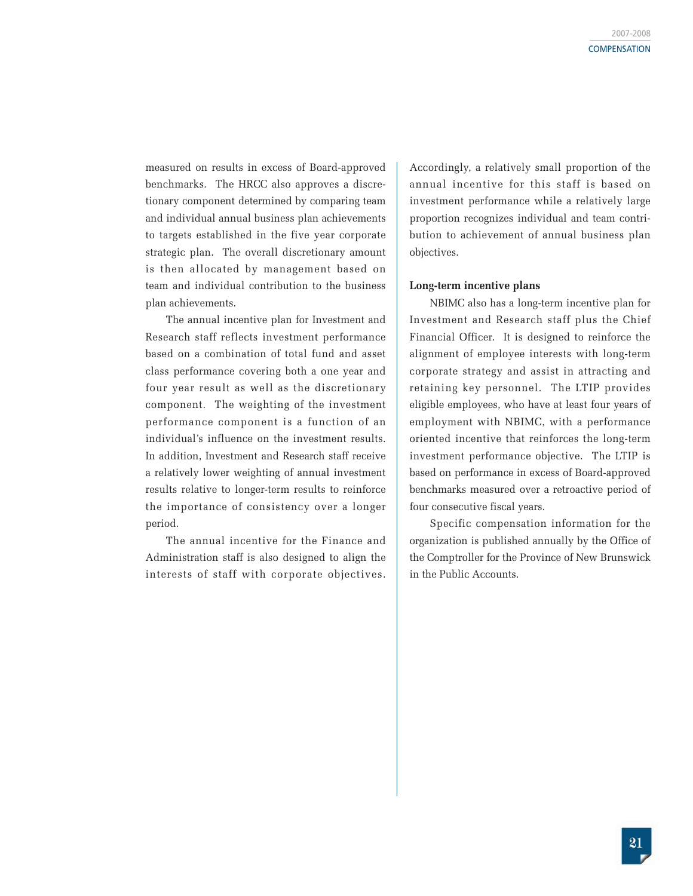measured on results in excess of Board-approved benchmarks. The HRCC also approves a discretionary component determined by comparing team and individual annual business plan achievements to targets established in the five year corporate strategic plan. The overall discretionary amount is then allocated by management based on team and individual contribution to the business plan achievements.

The annual incentive plan for Investment and Research staff reflects investment performance based on a combination of total fund and asset class performance covering both a one year and four year result as well as the discretionary component. The weighting of the investment performance component is a function of an individual's influence on the investment results. In addition, Investment and Research staff receive a relatively lower weighting of annual investment results relative to longer-term results to reinforce the importance of consistency over a longer period.

The annual incentive for the Finance and Administration staff is also designed to align the interests of staff with corporate objectives. Accordingly, a relatively small proportion of the annual incentive for this staff is based on investment performance while a relatively large proportion recognizes individual and team contribution to achievement of annual business plan objectives.

**Long-term incentive plans**

NBIMC also has a long-term incentive plan for Investment and Research staff plus the Chief Financial Officer. It is designed to reinforce the alignment of employee interests with long-term corporate strategy and assist in attracting and retaining key personnel. The LTIP provides eligible employees, who have at least four years of employment with NBIMC, with a performance oriented incentive that reinforces the long-term investment performance objective. The LTIP is based on performance in excess of Board-approved benchmarks measured over a retroactive period of four consecutive fiscal years.

Specific compensation information for the organization is published annually by the Office of the Comptroller for the Province of New Brunswick in the Public Accounts.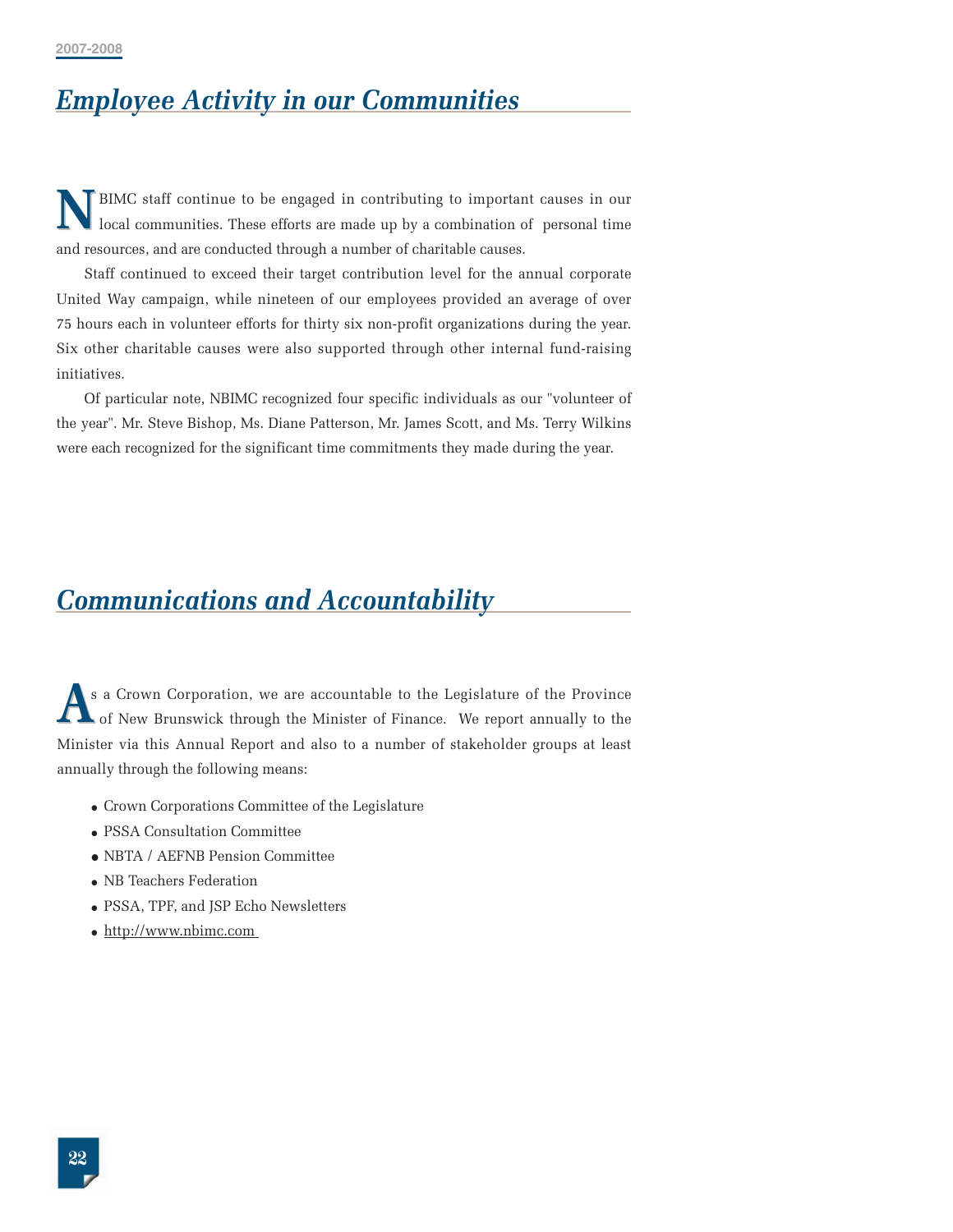## *Employee Activity in our Communities*

NBIMC staff continue to be engaged in contributing to important causes in our local communities. These efforts are made up by a combination of personal time and resources, and are conducted through a number of charitable causes.

Staff continued to exceed their target contribution level for the annual corporate United Way campaign, while nineteen of our employees provided an average of over 75 hours each in volunteer efforts for thirty six non-profit organizations during the year. Six other charitable causes were also supported through other internal fund-raising initiatives.

Of particular note, NBIMC recognized four specific individuals as our "volunteer of the year". Mr. Steve Bishop, Ms. Diane Patterson, Mr. James Scott, and Ms. Terry Wilkins were each recognized for the significant time commitments they made during the year.

## *Communications and Accountability*

As a Crown Corporation, we are accountable to the Legislature of the Province of New Brunswick through the Minister of Finance. We report annually to the Minister via this Annual Report and also to a number of stakeholder groups at least annually through the following means:

- Crown Corporations Committee of the Legislature
- PSSA Consultation Committee
- NBTA / AEFNB Pension Committee
- NB Teachers Federation
- PSSA, TPF, and JSP Echo Newsletters
- http://www.nbimc.com